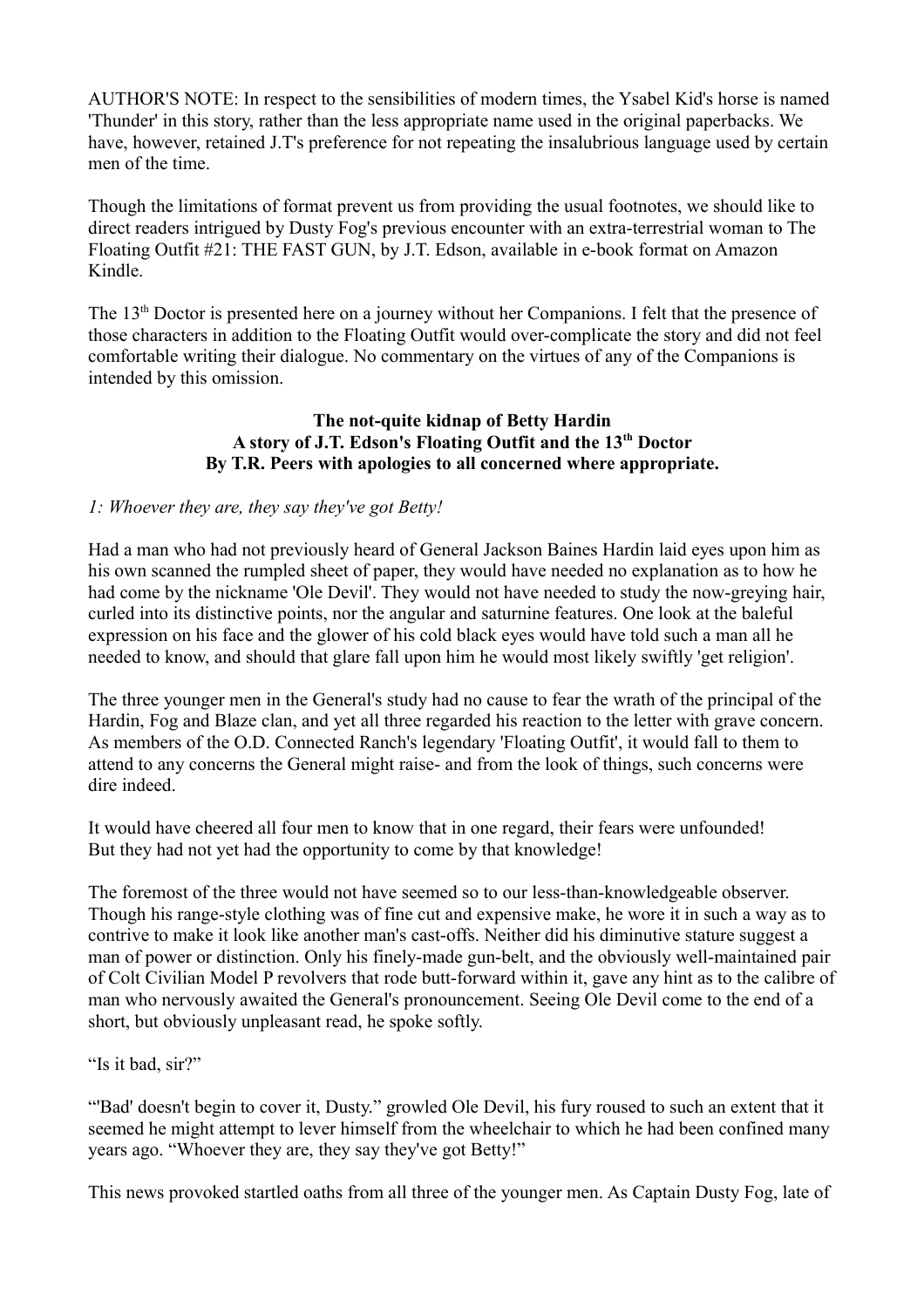AUTHOR'S NOTE: In respect to the sensibilities of modern times, the Ysabel Kid's horse is named 'Thunder' in this story, rather than the less appropriate name used in the original paperbacks. We have, however, retained J.T's preference for not repeating the insalubrious language used by certain men of the time.

Though the limitations of format prevent us from providing the usual footnotes, we should like to direct readers intrigued by Dusty Fog's previous encounter with an extra-terrestrial woman to The Floating Outfit #21: THE FAST GUN, by J.T. Edson, available in e-book format on Amazon Kindle.

The 13th Doctor is presented here on a journey without her Companions. I felt that the presence of those characters in addition to the Floating Outfit would over-complicate the story and did not feel comfortable writing their dialogue. No commentary on the virtues of any of the Companions is intended by this omission.

**The not-quite kidnap of Betty Hardin**
**A story of J.T. Edson's Floating Outfit and the 13th Doctor**
**By T.R. Peers with apologies to all concerned where appropriate.**

*1: Whoever they are, they say they've got Betty!*

Had a man who had not previously heard of General Jackson Baines Hardin laid eyes upon him as his own scanned the rumpled sheet of paper, they would have needed no explanation as to how he had come by the nickname 'Ole Devil'. They would not have needed to study the now-greying hair, curled into its distinctive points, nor the angular and saturnine features. One look at the baleful expression on his face and the glower of his cold black eyes would have told such a man all he needed to know, and should that glare fall upon him he would most likely swiftly 'get religion'.

The three younger men in the General's study had no cause to fear the wrath of the principal of the Hardin, Fog and Blaze clan, and yet all three regarded his reaction to the letter with grave concern. As members of the O.D. Connected Ranch's legendary 'Floating Outfit', it would fall to them to attend to any concerns the General might raise- and from the look of things, such concerns were dire indeed.

It would have cheered all four men to know that in one regard, their fears were unfounded! But they had not yet had the opportunity to come by that knowledge!

The foremost of the three would not have seemed so to our less-than-knowledgeable observer. Though his range-style clothing was of fine cut and expensive make, he wore it in such a way as to contrive to make it look like another man's cast-offs. Neither did his diminutive stature suggest a man of power or distinction. Only his finely-made gun-belt, and the obviously well-maintained pair of Colt Civilian Model P revolvers that rode butt-forward within it, gave any hint as to the calibre of man who nervously awaited the General's pronouncement. Seeing Ole Devil come to the end of a short, but obviously unpleasant read, he spoke softly.

"Is it bad, sir?"

"'Bad' doesn't begin to cover it, Dusty." growled Ole Devil, his fury roused to such an extent that it seemed he might attempt to lever himself from the wheelchair to which he had been confined many years ago. "Whoever they are, they say they've got Betty!"

This news provoked startled oaths from all three of the younger men. As Captain Dusty Fog, late of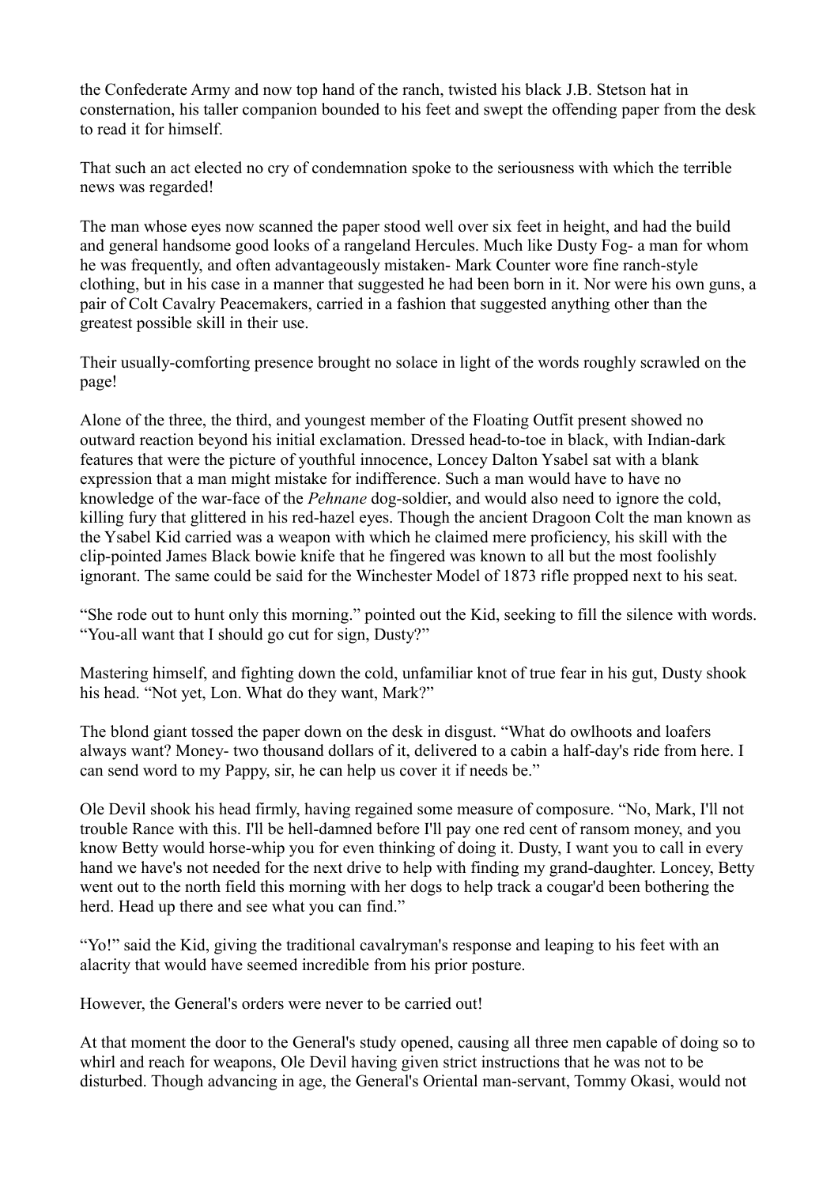the Confederate Army and now top hand of the ranch, twisted his black J.B. Stetson hat in consternation, his taller companion bounded to his feet and swept the offending paper from the desk to read it for himself.

That such an act elected no cry of condemnation spoke to the seriousness with which the terrible news was regarded!

The man whose eyes now scanned the paper stood well over six feet in height, and had the build and general handsome good looks of a rangeland Hercules. Much like Dusty Fog- a man for whom he was frequently, and often advantageously mistaken- Mark Counter wore fine ranch-style clothing, but in his case in a manner that suggested he had been born in it. Nor were his own guns, a pair of Colt Cavalry Peacemakers, carried in a fashion that suggested anything other than the greatest possible skill in their use.

Their usually-comforting presence brought no solace in light of the words roughly scrawled on the page!

Alone of the three, the third, and youngest member of the Floating Outfit present showed no outward reaction beyond his initial exclamation. Dressed head-to-toe in black, with Indian-dark features that were the picture of youthful innocence, Loncey Dalton Ysabel sat with a blank expression that a man might mistake for indifference. Such a man would have to have no knowledge of the war-face of the *Pehnane* dog-soldier, and would also need to ignore the cold, killing fury that glittered in his red-hazel eyes. Though the ancient Dragoon Colt the man known as the Ysabel Kid carried was a weapon with which he claimed mere proficiency, his skill with the clip-pointed James Black bowie knife that he fingered was known to all but the most foolishly ignorant. The same could be said for the Winchester Model of 1873 rifle propped next to his seat.

"She rode out to hunt only this morning." pointed out the Kid, seeking to fill the silence with words. "You-all want that I should go cut for sign, Dusty?"

Mastering himself, and fighting down the cold, unfamiliar knot of true fear in his gut, Dusty shook his head. "Not yet, Lon. What do they want, Mark?"

The blond giant tossed the paper down on the desk in disgust. "What do owlhoots and loafers always want? Money- two thousand dollars of it, delivered to a cabin a half-day's ride from here. I can send word to my Pappy, sir, he can help us cover it if needs be."

Ole Devil shook his head firmly, having regained some measure of composure. "No, Mark, I'll not trouble Rance with this. I'll be hell-damned before I'll pay one red cent of ransom money, and you know Betty would horse-whip you for even thinking of doing it. Dusty, I want you to call in every hand we have's not needed for the next drive to help with finding my grand-daughter. Loncey, Betty went out to the north field this morning with her dogs to help track a cougar'd been bothering the herd. Head up there and see what you can find."

"Yo!" said the Kid, giving the traditional cavalryman's response and leaping to his feet with an alacrity that would have seemed incredible from his prior posture.

However, the General's orders were never to be carried out!

At that moment the door to the General's study opened, causing all three men capable of doing so to whirl and reach for weapons, Ole Devil having given strict instructions that he was not to be disturbed. Though advancing in age, the General's Oriental man-servant, Tommy Okasi, would not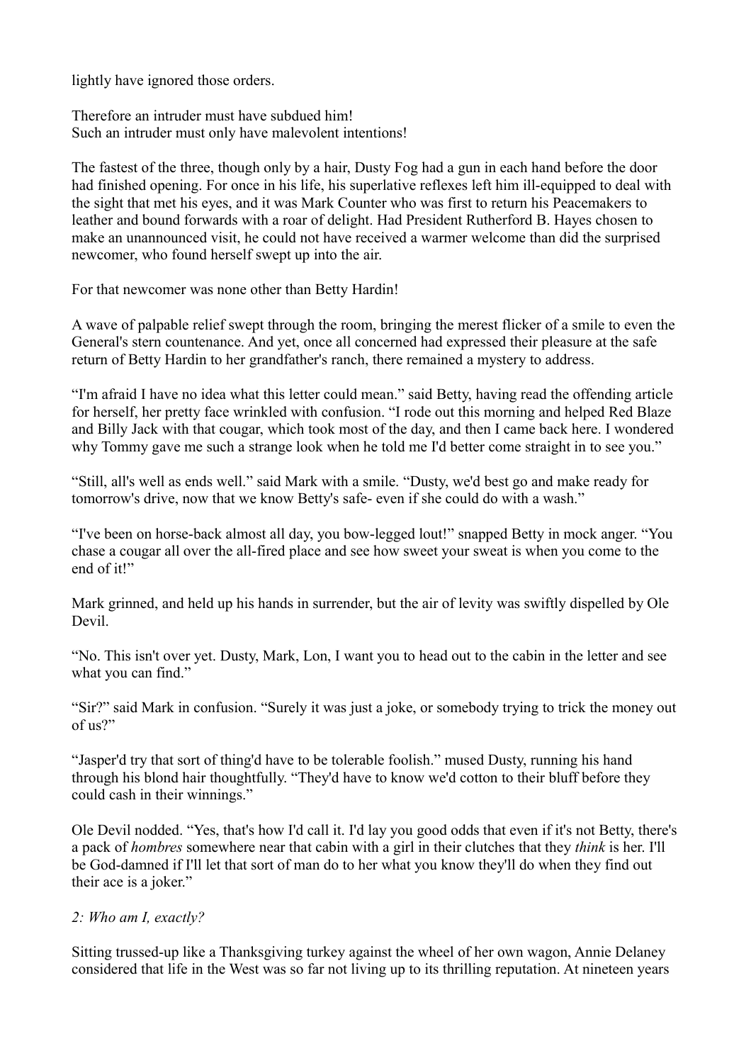lightly have ignored those orders.

Therefore an intruder must have subdued him!
Such an intruder must only have malevolent intentions!

The fastest of the three, though only by a hair, Dusty Fog had a gun in each hand before the door had finished opening. For once in his life, his superlative reflexes left him ill-equipped to deal with the sight that met his eyes, and it was Mark Counter who was first to return his Peacemakers to leather and bound forwards with a roar of delight. Had President Rutherford B. Hayes chosen to make an unannounced visit, he could not have received a warmer welcome than did the surprised newcomer, who found herself swept up into the air.

For that newcomer was none other than Betty Hardin!

A wave of palpable relief swept through the room, bringing the merest flicker of a smile to even the General's stern countenance. And yet, once all concerned had expressed their pleasure at the safe return of Betty Hardin to her grandfather's ranch, there remained a mystery to address.

"I'm afraid I have no idea what this letter could mean." said Betty, having read the offending article for herself, her pretty face wrinkled with confusion. "I rode out this morning and helped Red Blaze and Billy Jack with that cougar, which took most of the day, and then I came back here. I wondered why Tommy gave me such a strange look when he told me I'd better come straight in to see you."

"Still, all's well as ends well." said Mark with a smile. "Dusty, we'd best go and make ready for tomorrow's drive, now that we know Betty's safe- even if she could do with a wash."

"I've been on horse-back almost all day, you bow-legged lout!" snapped Betty in mock anger. "You chase a cougar all over the all-fired place and see how sweet your sweat is when you come to the end of it!"

Mark grinned, and held up his hands in surrender, but the air of levity was swiftly dispelled by Ole Devil.

"No. This isn't over yet. Dusty, Mark, Lon, I want you to head out to the cabin in the letter and see what you can find."

"Sir?" said Mark in confusion. "Surely it was just a joke, or somebody trying to trick the money out of us?"

"Jasper'd try that sort of thing'd have to be tolerable foolish." mused Dusty, running his hand through his blond hair thoughtfully. "They'd have to know we'd cotton to their bluff before they could cash in their winnings."

Ole Devil nodded. "Yes, that's how I'd call it. I'd lay you good odds that even if it's not Betty, there's a pack of *hombres* somewhere near that cabin with a girl in their clutches that they *think* is her. I'll be God-damned if I'll let that sort of man do to her what you know they'll do when they find out their ace is a joker."

## *2: Who am I, exactly?*

Sitting trussed-up like a Thanksgiving turkey against the wheel of her own wagon, Annie Delaney considered that life in the West was so far not living up to its thrilling reputation. At nineteen years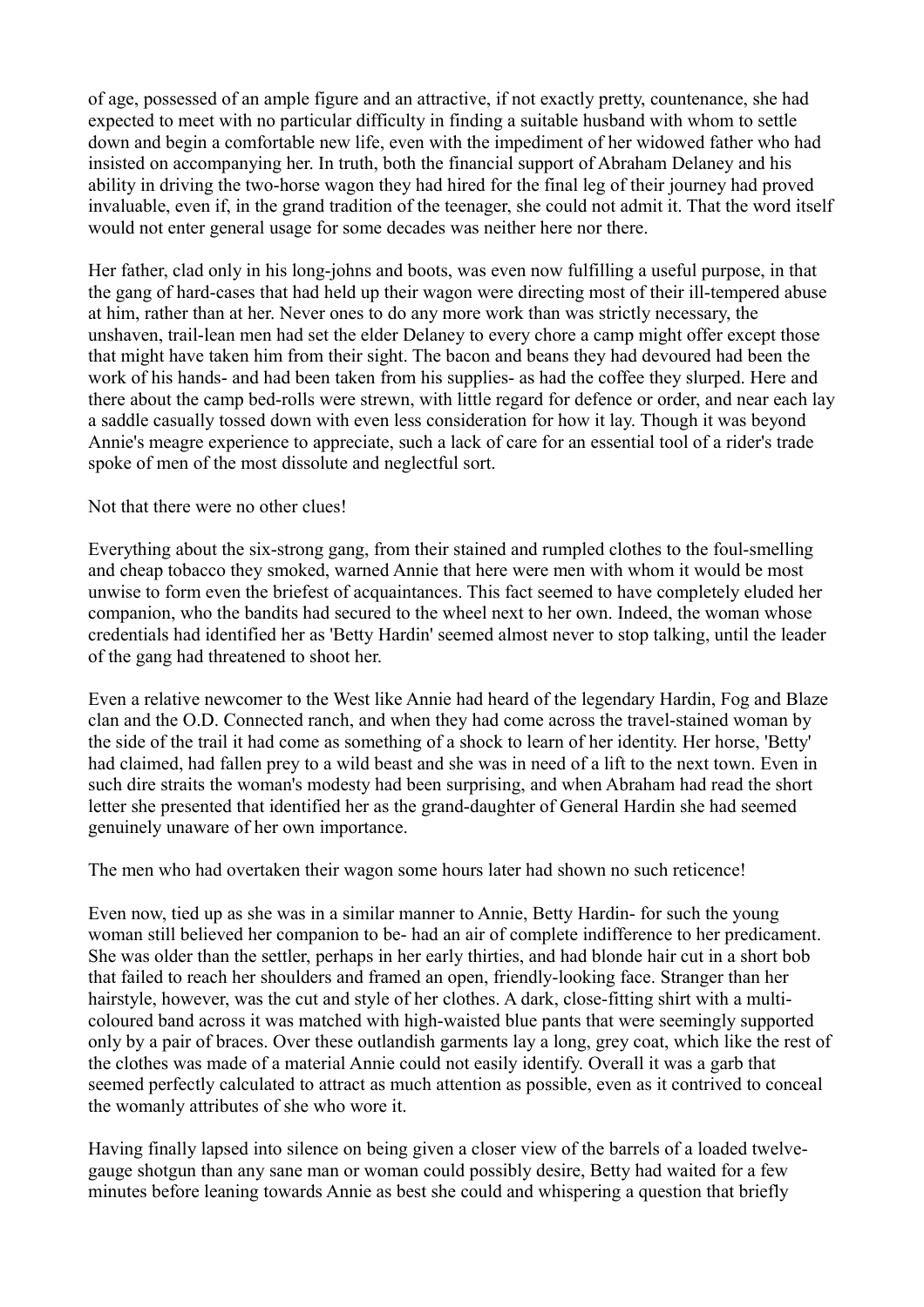of age, possessed of an ample figure and an attractive, if not exactly pretty, countenance, she had expected to meet with no particular difficulty in finding a suitable husband with whom to settle down and begin a comfortable new life, even with the impediment of her widowed father who had insisted on accompanying her. In truth, both the financial support of Abraham Delaney and his ability in driving the two-horse wagon they had hired for the final leg of their journey had proved invaluable, even if, in the grand tradition of the teenager, she could not admit it. That the word itself would not enter general usage for some decades was neither here nor there.

Her father, clad only in his long-johns and boots, was even now fulfilling a useful purpose, in that the gang of hard-cases that had held up their wagon were directing most of their ill-tempered abuse at him, rather than at her. Never ones to do any more work than was strictly necessary, the unshaven, trail-lean men had set the elder Delaney to every chore a camp might offer except those that might have taken him from their sight. The bacon and beans they had devoured had been the work of his hands- and had been taken from his supplies- as had the coffee they slurped. Here and there about the camp bed-rolls were strewn, with little regard for defence or order, and near each lay a saddle casually tossed down with even less consideration for how it lay. Though it was beyond Annie's meagre experience to appreciate, such a lack of care for an essential tool of a rider's trade spoke of men of the most dissolute and neglectful sort.

Not that there were no other clues!

Everything about the six-strong gang, from their stained and rumpled clothes to the foul-smelling and cheap tobacco they smoked, warned Annie that here were men with whom it would be most unwise to form even the briefest of acquaintances. This fact seemed to have completely eluded her companion, who the bandits had secured to the wheel next to her own. Indeed, the woman whose credentials had identified her as 'Betty Hardin' seemed almost never to stop talking, until the leader of the gang had threatened to shoot her.

Even a relative newcomer to the West like Annie had heard of the legendary Hardin, Fog and Blaze clan and the O.D. Connected ranch, and when they had come across the travel-stained woman by the side of the trail it had come as something of a shock to learn of her identity. Her horse, 'Betty' had claimed, had fallen prey to a wild beast and she was in need of a lift to the next town. Even in such dire straits the woman's modesty had been surprising, and when Abraham had read the short letter she presented that identified her as the grand-daughter of General Hardin she had seemed genuinely unaware of her own importance.

The men who had overtaken their wagon some hours later had shown no such reticence!

Even now, tied up as she was in a similar manner to Annie, Betty Hardin- for such the young woman still believed her companion to be- had an air of complete indifference to her predicament. She was older than the settler, perhaps in her early thirties, and had blonde hair cut in a short bob that failed to reach her shoulders and framed an open, friendly-looking face. Stranger than her hairstyle, however, was the cut and style of her clothes. A dark, close-fitting shirt with a multi-coloured band across it was matched with high-waisted blue pants that were seemingly supported only by a pair of braces. Over these outlandish garments lay a long, grey coat, which like the rest of the clothes was made of a material Annie could not easily identify. Overall it was a garb that seemed perfectly calculated to attract as much attention as possible, even as it contrived to conceal the womanly attributes of she who wore it.

Having finally lapsed into silence on being given a closer view of the barrels of a loaded twelve-gauge shotgun than any sane man or woman could possibly desire, Betty had waited for a few minutes before leaning towards Annie as best she could and whispering a question that briefly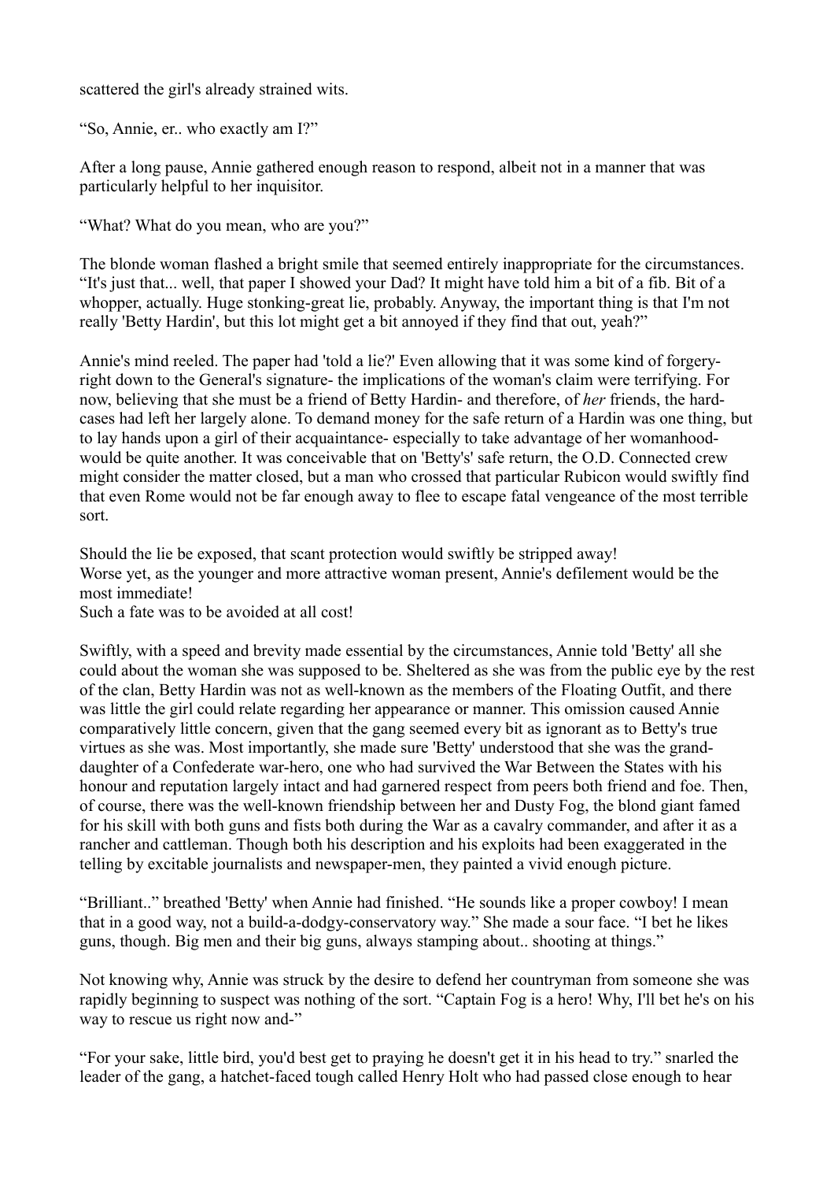scattered the girl's already strained wits.

"So, Annie, er.. who exactly am I?"

After a long pause, Annie gathered enough reason to respond, albeit not in a manner that was particularly helpful to her inquisitor.

"What? What do you mean, who are you?"

The blonde woman flashed a bright smile that seemed entirely inappropriate for the circumstances. "It's just that... well, that paper I showed your Dad? It might have told him a bit of a fib. Bit of a whopper, actually. Huge stonking-great lie, probably. Anyway, the important thing is that I'm not really 'Betty Hardin', but this lot might get a bit annoyed if they find that out, yeah?"

Annie's mind reeled. The paper had 'told a lie?' Even allowing that it was some kind of forgery- right down to the General's signature- the implications of the woman's claim were terrifying. For now, believing that she must be a friend of Betty Hardin- and therefore, of *her* friends, the hard-cases had left her largely alone. To demand money for the safe return of a Hardin was one thing, but to lay hands upon a girl of their acquaintance- especially to take advantage of her womanhood- would be quite another. It was conceivable that on 'Betty's' safe return, the O.D. Connected crew might consider the matter closed, but a man who crossed that particular Rubicon would swiftly find that even Rome would not be far enough away to flee to escape fatal vengeance of the most terrible sort.

Should the lie be exposed, that scant protection would swiftly be stripped away!
Worse yet, as the younger and more attractive woman present, Annie's defilement would be the most immediate!
Such a fate was to be avoided at all cost!

Swiftly, with a speed and brevity made essential by the circumstances, Annie told 'Betty' all she could about the woman she was supposed to be. Sheltered as she was from the public eye by the rest of the clan, Betty Hardin was not as well-known as the members of the Floating Outfit, and there was little the girl could relate regarding her appearance or manner. This omission caused Annie comparatively little concern, given that the gang seemed every bit as ignorant as to Betty's true virtues as she was. Most importantly, she made sure 'Betty' understood that she was the grand-daughter of a Confederate war-hero, one who had survived the War Between the States with his honour and reputation largely intact and had garnered respect from peers both friend and foe. Then, of course, there was the well-known friendship between her and Dusty Fog, the blond giant famed for his skill with both guns and fists both during the War as a cavalry commander, and after it as a rancher and cattleman. Though both his description and his exploits had been exaggerated in the telling by excitable journalists and newspaper-men, they painted a vivid enough picture.

"Brilliant.." breathed 'Betty' when Annie had finished. "He sounds like a proper cowboy! I mean that in a good way, not a build-a-dodgy-conservatory way." She made a sour face. "I bet he likes guns, though. Big men and their big guns, always stamping about.. shooting at things."

Not knowing why, Annie was struck by the desire to defend her countryman from someone she was rapidly beginning to suspect was nothing of the sort. "Captain Fog is a hero! Why, I'll bet he's on his way to rescue us right now and-"

"For your sake, little bird, you'd best get to praying he doesn't get it in his head to try." snarled the leader of the gang, a hatchet-faced tough called Henry Holt who had passed close enough to hear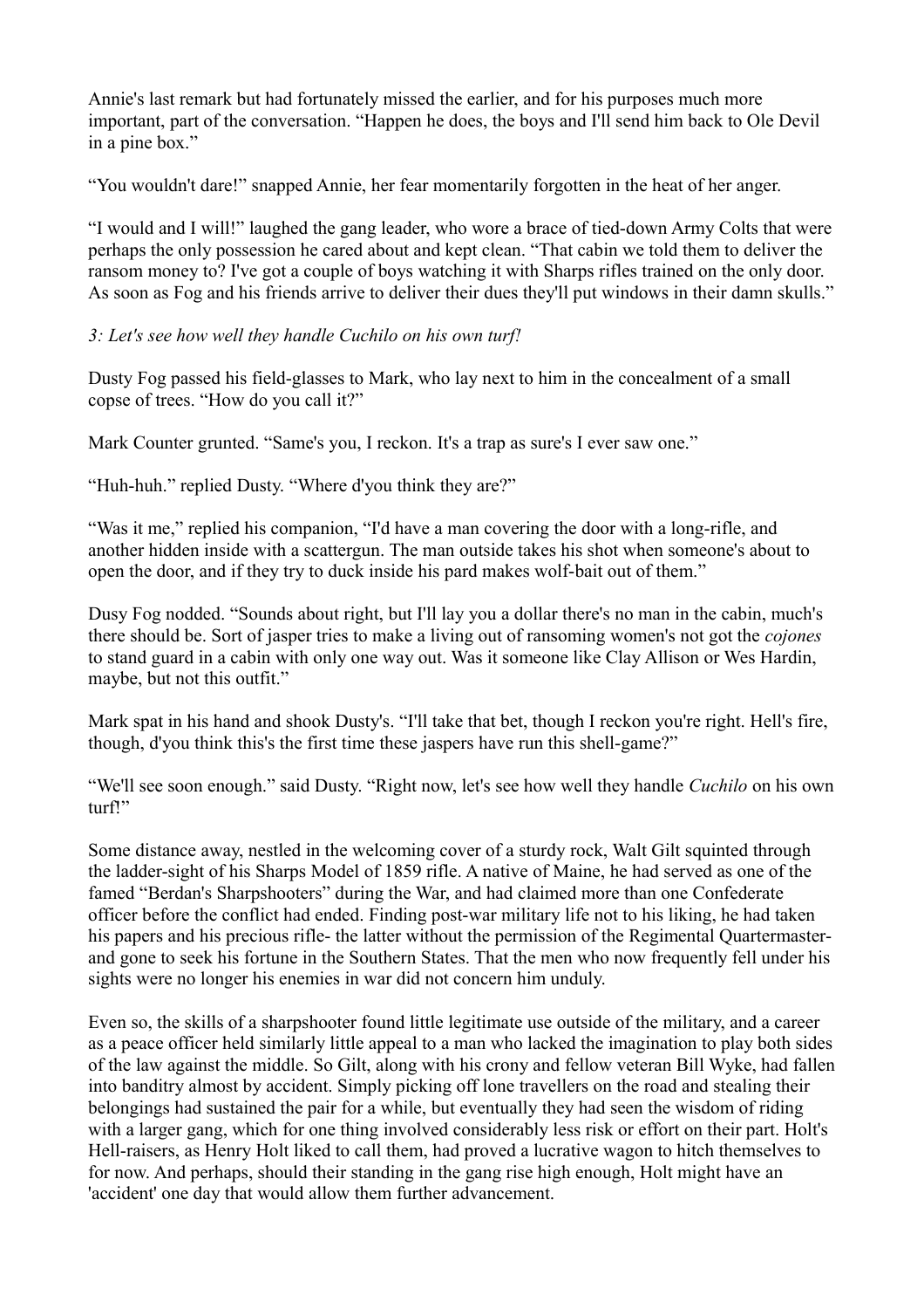Annie's last remark but had fortunately missed the earlier, and for his purposes much more important, part of the conversation. "Happen he does, the boys and I'll send him back to Ole Devil in a pine box."

"You wouldn't dare!" snapped Annie, her fear momentarily forgotten in the heat of her anger.

"I would and I will!" laughed the gang leader, who wore a brace of tied-down Army Colts that were perhaps the only possession he cared about and kept clean. "That cabin we told them to deliver the ransom money to? I've got a couple of boys watching it with Sharps rifles trained on the only door. As soon as Fog and his friends arrive to deliver their dues they'll put windows in their damn skulls."

*3: Let's see how well they handle Cuchilo on his own turf!*

Dusty Fog passed his field-glasses to Mark, who lay next to him in the concealment of a small copse of trees. "How do you call it?"

Mark Counter grunted. "Same's you, I reckon. It's a trap as sure's I ever saw one."

"Huh-huh." replied Dusty. "Where d'you think they are?"

"Was it me," replied his companion, "I'd have a man covering the door with a long-rifle, and another hidden inside with a scattergun. The man outside takes his shot when someone's about to open the door, and if they try to duck inside his pard makes wolf-bait out of them."

Dusy Fog nodded. "Sounds about right, but I'll lay you a dollar there's no man in the cabin, much's there should be. Sort of jasper tries to make a living out of ransoming women's not got the *cojones* to stand guard in a cabin with only one way out. Was it someone like Clay Allison or Wes Hardin, maybe, but not this outfit."

Mark spat in his hand and shook Dusty's. "I'll take that bet, though I reckon you're right. Hell's fire, though, d'you think this's the first time these jaspers have run this shell-game?"

"We'll see soon enough." said Dusty. "Right now, let's see how well they handle *Cuchilo* on his own turf!"

Some distance away, nestled in the welcoming cover of a sturdy rock, Walt Gilt squinted through the ladder-sight of his Sharps Model of 1859 rifle. A native of Maine, he had served as one of the famed "Berdan's Sharpshooters" during the War, and had claimed more than one Confederate officer before the conflict had ended. Finding post-war military life not to his liking, he had taken his papers and his precious rifle- the latter without the permission of the Regimental Quartermaster- and gone to seek his fortune in the Southern States. That the men who now frequently fell under his sights were no longer his enemies in war did not concern him unduly.

Even so, the skills of a sharpshooter found little legitimate use outside of the military, and a career as a peace officer held similarly little appeal to a man who lacked the imagination to play both sides of the law against the middle. So Gilt, along with his crony and fellow veteran Bill Wyke, had fallen into banditry almost by accident. Simply picking off lone travellers on the road and stealing their belongings had sustained the pair for a while, but eventually they had seen the wisdom of riding with a larger gang, which for one thing involved considerably less risk or effort on their part. Holt's Hell-raisers, as Henry Holt liked to call them, had proved a lucrative wagon to hitch themselves to for now. And perhaps, should their standing in the gang rise high enough, Holt might have an 'accident' one day that would allow them further advancement.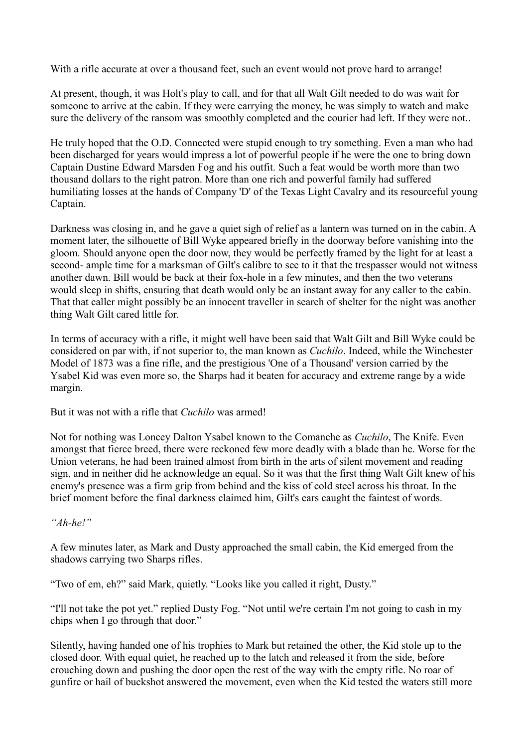With a rifle accurate at over a thousand feet, such an event would not prove hard to arrange!

At present, though, it was Holt's play to call, and for that all Walt Gilt needed to do was wait for someone to arrive at the cabin. If they were carrying the money, he was simply to watch and make sure the delivery of the ransom was smoothly completed and the courier had left. If they were not..

He truly hoped that the O.D. Connected were stupid enough to try something. Even a man who had been discharged for years would impress a lot of powerful people if he were the one to bring down Captain Dustine Edward Marsden Fog and his outfit. Such a feat would be worth more than two thousand dollars to the right patron. More than one rich and powerful family had suffered humiliating losses at the hands of Company 'D' of the Texas Light Cavalry and its resourceful young Captain.

Darkness was closing in, and he gave a quiet sigh of relief as a lantern was turned on in the cabin. A moment later, the silhouette of Bill Wyke appeared briefly in the doorway before vanishing into the gloom. Should anyone open the door now, they would be perfectly framed by the light for at least a second- ample time for a marksman of Gilt's calibre to see to it that the trespasser would not witness another dawn. Bill would be back at their fox-hole in a few minutes, and then the two veterans would sleep in shifts, ensuring that death would only be an instant away for any caller to the cabin. That that caller might possibly be an innocent traveller in search of shelter for the night was another thing Walt Gilt cared little for.

In terms of accuracy with a rifle, it might well have been said that Walt Gilt and Bill Wyke could be considered on par with, if not superior to, the man known as *Cuchilo*. Indeed, while the Winchester Model of 1873 was a fine rifle, and the prestigious 'One of a Thousand' version carried by the Ysabel Kid was even more so, the Sharps had it beaten for accuracy and extreme range by a wide margin.

But it was not with a rifle that *Cuchilo* was armed!

Not for nothing was Loncey Dalton Ysabel known to the Comanche as *Cuchilo*, The Knife. Even amongst that fierce breed, there were reckoned few more deadly with a blade than he. Worse for the Union veterans, he had been trained almost from birth in the arts of silent movement and reading sign, and in neither did he acknowledge an equal. So it was that the first thing Walt Gilt knew of his enemy's presence was a firm grip from behind and the kiss of cold steel across his throat. In the brief moment before the final darkness claimed him, Gilt's ears caught the faintest of words.

*"Ah-he!"*

A few minutes later, as Mark and Dusty approached the small cabin, the Kid emerged from the shadows carrying two Sharps rifles.

"Two of em, eh?" said Mark, quietly. "Looks like you called it right, Dusty."

"I'll not take the pot yet." replied Dusty Fog. "Not until we're certain I'm not going to cash in my chips when I go through that door."

Silently, having handed one of his trophies to Mark but retained the other, the Kid stole up to the closed door. With equal quiet, he reached up to the latch and released it from the side, before crouching down and pushing the door open the rest of the way with the empty rifle. No roar of gunfire or hail of buckshot answered the movement, even when the Kid tested the waters still more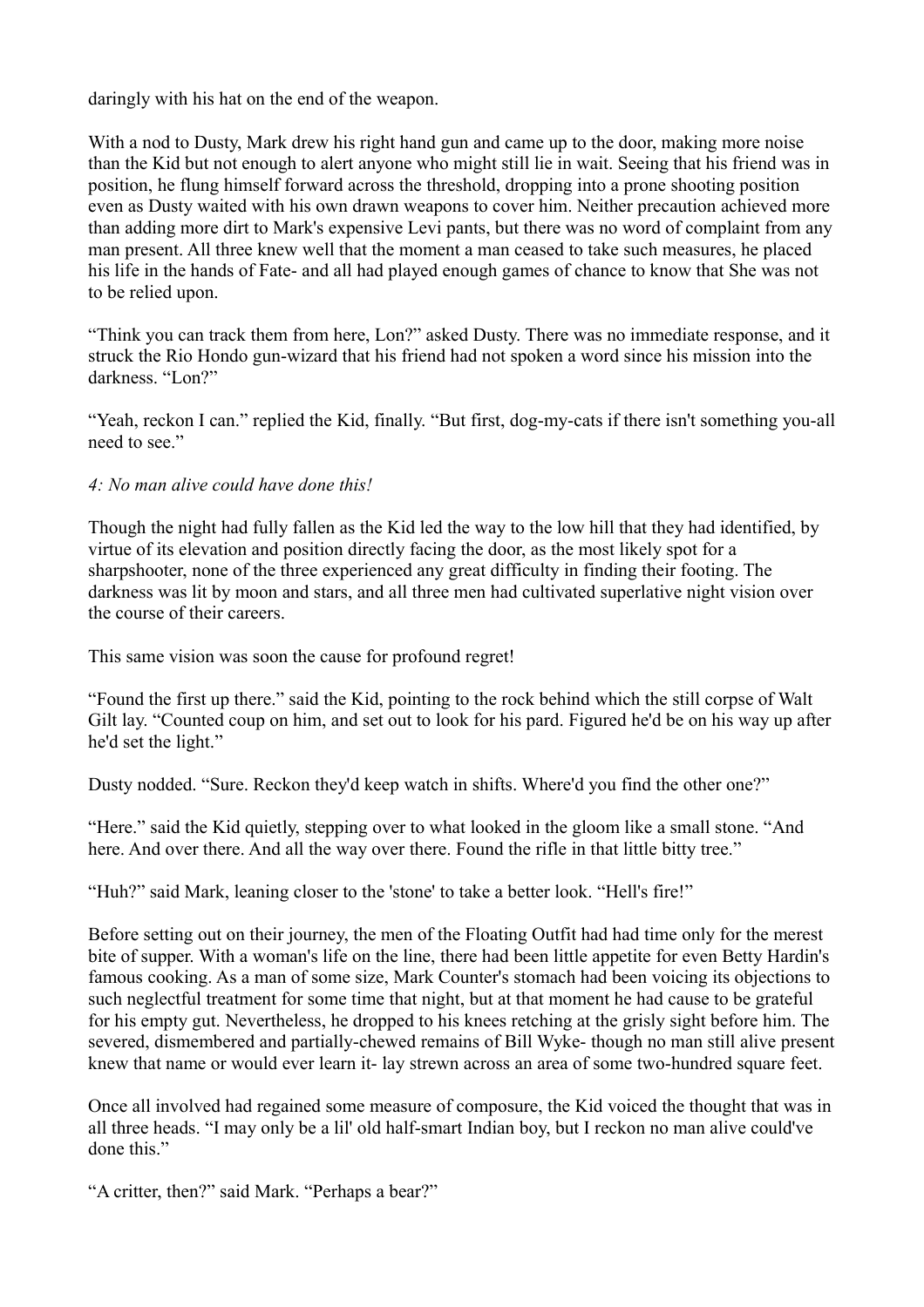daringly with his hat on the end of the weapon.

With a nod to Dusty, Mark drew his right hand gun and came up to the door, making more noise than the Kid but not enough to alert anyone who might still lie in wait. Seeing that his friend was in position, he flung himself forward across the threshold, dropping into a prone shooting position even as Dusty waited with his own drawn weapons to cover him. Neither precaution achieved more than adding more dirt to Mark's expensive Levi pants, but there was no word of complaint from any man present. All three knew well that the moment a man ceased to take such measures, he placed his life in the hands of Fate- and all had played enough games of chance to know that She was not to be relied upon.

"Think you can track them from here, Lon?" asked Dusty. There was no immediate response, and it struck the Rio Hondo gun-wizard that his friend had not spoken a word since his mission into the darkness. "Lon?"

"Yeah, reckon I can." replied the Kid, finally. "But first, dog-my-cats if there isn't something you-all need to see."

*4: No man alive could have done this!*

Though the night had fully fallen as the Kid led the way to the low hill that they had identified, by virtue of its elevation and position directly facing the door, as the most likely spot for a sharpshooter, none of the three experienced any great difficulty in finding their footing. The darkness was lit by moon and stars, and all three men had cultivated superlative night vision over the course of their careers.

This same vision was soon the cause for profound regret!

"Found the first up there." said the Kid, pointing to the rock behind which the still corpse of Walt Gilt lay. "Counted coup on him, and set out to look for his pard. Figured he'd be on his way up after he'd set the light."

Dusty nodded. "Sure. Reckon they'd keep watch in shifts. Where'd you find the other one?"

"Here." said the Kid quietly, stepping over to what looked in the gloom like a small stone. "And here. And over there. And all the way over there. Found the rifle in that little bitty tree."

"Huh?" said Mark, leaning closer to the 'stone' to take a better look. "Hell's fire!"

Before setting out on their journey, the men of the Floating Outfit had had time only for the merest bite of supper. With a woman's life on the line, there had been little appetite for even Betty Hardin's famous cooking. As a man of some size, Mark Counter's stomach had been voicing its objections to such neglectful treatment for some time that night, but at that moment he had cause to be grateful for his empty gut. Nevertheless, he dropped to his knees retching at the grisly sight before him. The severed, dismembered and partially-chewed remains of Bill Wyke- though no man still alive present knew that name or would ever learn it- lay strewn across an area of some two-hundred square feet.

Once all involved had regained some measure of composure, the Kid voiced the thought that was in all three heads. "I may only be a lil' old half-smart Indian boy, but I reckon no man alive could've done this."

"A critter, then?" said Mark. "Perhaps a bear?"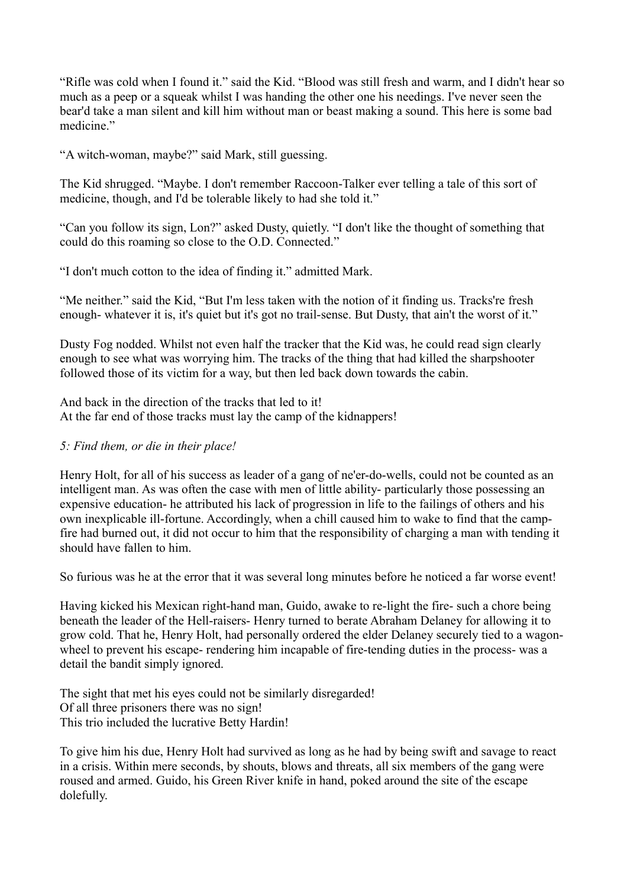"Rifle was cold when I found it." said the Kid. "Blood was still fresh and warm, and I didn't hear so much as a peep or a squeak whilst I was handing the other one his needings. I've never seen the bear'd take a man silent and kill him without man or beast making a sound. This here is some bad medicine."

"A witch-woman, maybe?" said Mark, still guessing.

The Kid shrugged. "Maybe. I don't remember Raccoon-Talker ever telling a tale of this sort of medicine, though, and I'd be tolerable likely to had she told it."

"Can you follow its sign, Lon?" asked Dusty, quietly. "I don't like the thought of something that could do this roaming so close to the O.D. Connected."

"I don't much cotton to the idea of finding it." admitted Mark.

"Me neither." said the Kid, "But I'm less taken with the notion of it finding us. Tracks're fresh enough- whatever it is, it's quiet but it's got no trail-sense. But Dusty, that ain't the worst of it."

Dusty Fog nodded. Whilst not even half the tracker that the Kid was, he could read sign clearly enough to see what was worrying him. The tracks of the thing that had killed the sharpshooter followed those of its victim for a way, but then led back down towards the cabin.

And back in the direction of the tracks that led to it!
At the far end of those tracks must lay the camp of the kidnappers!

*5: Find them, or die in their place!*

Henry Holt, for all of his success as leader of a gang of ne'er-do-wells, could not be counted as an intelligent man. As was often the case with men of little ability- particularly those possessing an expensive education- he attributed his lack of progression in life to the failings of others and his own inexplicable ill-fortune. Accordingly, when a chill caused him to wake to find that the camp-fire had burned out, it did not occur to him that the responsibility of charging a man with tending it should have fallen to him.

So furious was he at the error that it was several long minutes before he noticed a far worse event!

Having kicked his Mexican right-hand man, Guido, awake to re-light the fire- such a chore being beneath the leader of the Hell-raisers- Henry turned to berate Abraham Delaney for allowing it to grow cold. That he, Henry Holt, had personally ordered the elder Delaney securely tied to a wagon-wheel to prevent his escape- rendering him incapable of fire-tending duties in the process- was a detail the bandit simply ignored.

The sight that met his eyes could not be similarly disregarded!
Of all three prisoners there was no sign!
This trio included the lucrative Betty Hardin!

To give him his due, Henry Holt had survived as long as he had by being swift and savage to react in a crisis. Within mere seconds, by shouts, blows and threats, all six members of the gang were roused and armed. Guido, his Green River knife in hand, poked around the site of the escape dolefully.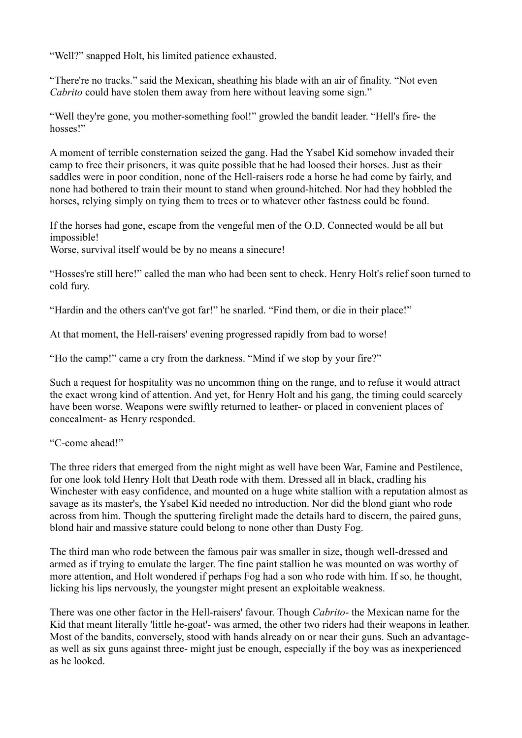"Well?" snapped Holt, his limited patience exhausted.

"There're no tracks." said the Mexican, sheathing his blade with an air of finality. "Not even *Cabrito* could have stolen them away from here without leaving some sign."

"Well they're gone, you mother-something fool!" growled the bandit leader. "Hell's fire- the hosses!"

A moment of terrible consternation seized the gang. Had the Ysabel Kid somehow invaded their camp to free their prisoners, it was quite possible that he had loosed their horses. Just as their saddles were in poor condition, none of the Hell-raisers rode a horse he had come by fairly, and none had bothered to train their mount to stand when ground-hitched. Nor had they hobbled the horses, relying simply on tying them to trees or to whatever other fastness could be found.

If the horses had gone, escape from the vengeful men of the O.D. Connected would be all but impossible!
Worse, survival itself would be by no means a sinecure!

"Hosses're still here!" called the man who had been sent to check. Henry Holt's relief soon turned to cold fury.

"Hardin and the others can't've got far!" he snarled. "Find them, or die in their place!"

At that moment, the Hell-raisers' evening progressed rapidly from bad to worse!

"Ho the camp!" came a cry from the darkness. "Mind if we stop by your fire?"

Such a request for hospitality was no uncommon thing on the range, and to refuse it would attract the exact wrong kind of attention. And yet, for Henry Holt and his gang, the timing could scarcely have been worse. Weapons were swiftly returned to leather- or placed in convenient places of concealment- as Henry responded.

"C-come ahead!"

The three riders that emerged from the night might as well have been War, Famine and Pestilence, for one look told Henry Holt that Death rode with them. Dressed all in black, cradling his Winchester with easy confidence, and mounted on a huge white stallion with a reputation almost as savage as its master's, the Ysabel Kid needed no introduction. Nor did the blond giant who rode across from him. Though the sputtering firelight made the details hard to discern, the paired guns, blond hair and massive stature could belong to none other than Dusty Fog.

The third man who rode between the famous pair was smaller in size, though well-dressed and armed as if trying to emulate the larger. The fine paint stallion he was mounted on was worthy of more attention, and Holt wondered if perhaps Fog had a son who rode with him. If so, he thought, licking his lips nervously, the youngster might present an exploitable weakness.

There was one other factor in the Hell-raisers' favour. Though *Cabrito*- the Mexican name for the Kid that meant literally 'little he-goat'- was armed, the other two riders had their weapons in leather. Most of the bandits, conversely, stood with hands already on or near their guns. Such an advantage- as well as six guns against three- might just be enough, especially if the boy was as inexperienced as he looked.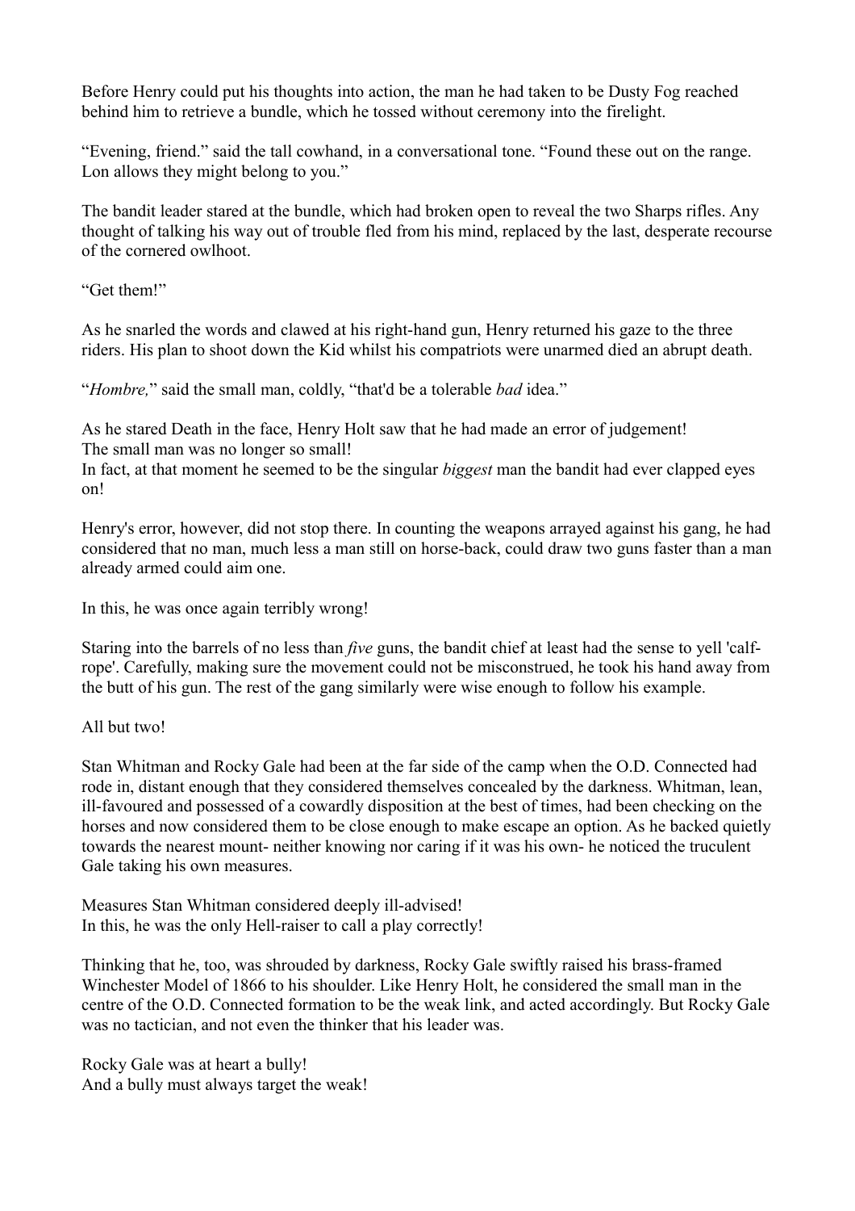Before Henry could put his thoughts into action, the man he had taken to be Dusty Fog reached behind him to retrieve a bundle, which he tossed without ceremony into the firelight.

“Evening, friend.” said the tall cowhand, in a conversational tone. “Found these out on the range. Lon allows they might belong to you.”

The bandit leader stared at the bundle, which had broken open to reveal the two Sharps rifles. Any thought of talking his way out of trouble fled from his mind, replaced by the last, desperate recourse of the cornered owlhoot.

“Get them!”

As he snarled the words and clawed at his right-hand gun, Henry returned his gaze to the three riders. His plan to shoot down the Kid whilst his compatriots were unarmed died an abrupt death.

“*Hombre,*” said the small man, coldly, “that'd be a tolerable *bad* idea.”

As he stared Death in the face, Henry Holt saw that he had made an error of judgement!
The small man was no longer so small!
In fact, at that moment he seemed to be the singular *biggest* man the bandit had ever clapped eyes on!

Henry's error, however, did not stop there. In counting the weapons arrayed against his gang, he had considered that no man, much less a man still on horse-back, could draw two guns faster than a man already armed could aim one.

In this, he was once again terribly wrong!

Staring into the barrels of no less than *five* guns, the bandit chief at least had the sense to yell 'calf-rope'. Carefully, making sure the movement could not be misconstrued, he took his hand away from the butt of his gun. The rest of the gang similarly were wise enough to follow his example.

All but two!

Stan Whitman and Rocky Gale had been at the far side of the camp when the O.D. Connected had rode in, distant enough that they considered themselves concealed by the darkness. Whitman, lean, ill-favoured and possessed of a cowardly disposition at the best of times, had been checking on the horses and now considered them to be close enough to make escape an option. As he backed quietly towards the nearest mount- neither knowing nor caring if it was his own- he noticed the truculent Gale taking his own measures.

Measures Stan Whitman considered deeply ill-advised!
In this, he was the only Hell-raiser to call a play correctly!

Thinking that he, too, was shrouded by darkness, Rocky Gale swiftly raised his brass-framed Winchester Model of 1866 to his shoulder. Like Henry Holt, he considered the small man in the centre of the O.D. Connected formation to be the weak link, and acted accordingly. But Rocky Gale was no tactician, and not even the thinker that his leader was.

Rocky Gale was at heart a bully!
And a bully must always target the weak!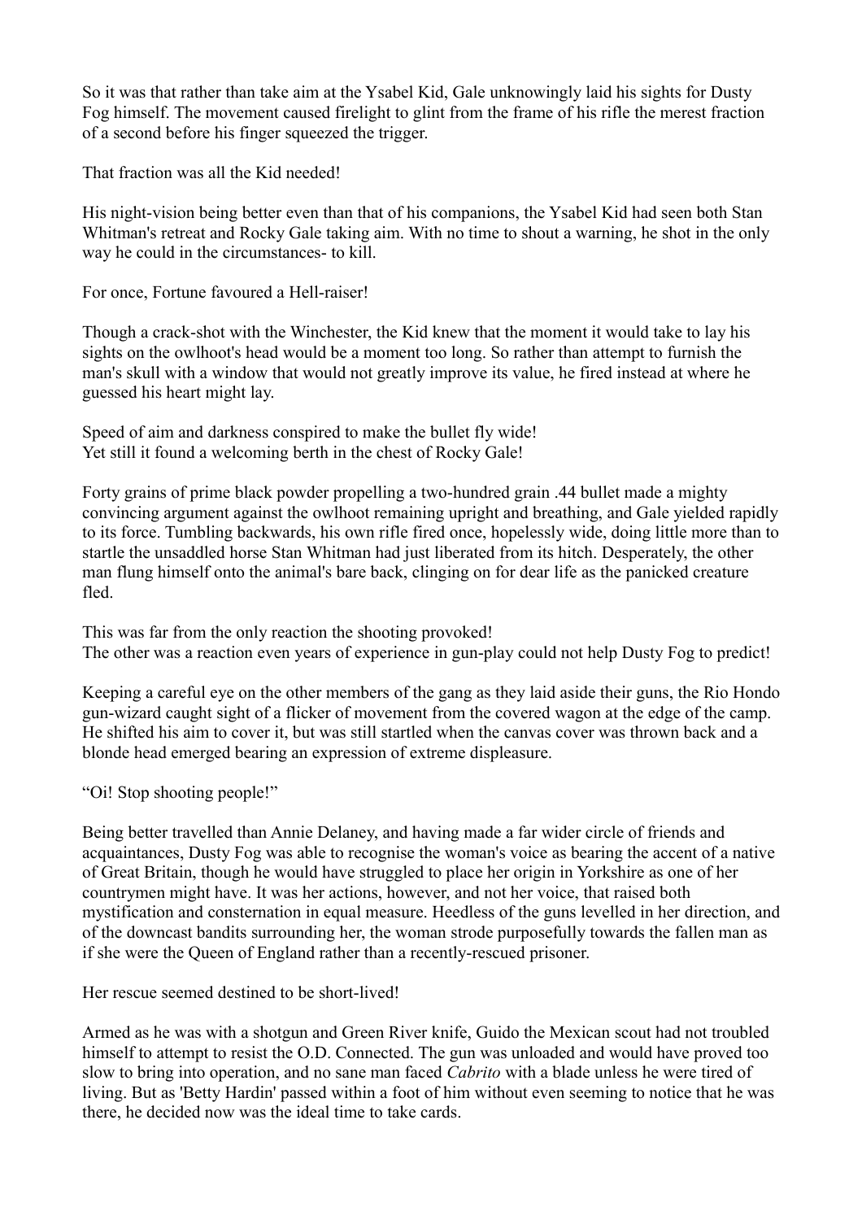So it was that rather than take aim at the Ysabel Kid, Gale unknowingly laid his sights for Dusty Fog himself. The movement caused firelight to glint from the frame of his rifle the merest fraction of a second before his finger squeezed the trigger.

That fraction was all the Kid needed!

His night-vision being better even than that of his companions, the Ysabel Kid had seen both Stan Whitman's retreat and Rocky Gale taking aim. With no time to shout a warning, he shot in the only way he could in the circumstances- to kill.

For once, Fortune favoured a Hell-raiser!

Though a crack-shot with the Winchester, the Kid knew that the moment it would take to lay his sights on the owlhoot's head would be a moment too long. So rather than attempt to furnish the man's skull with a window that would not greatly improve its value, he fired instead at where he guessed his heart might lay.

Speed of aim and darkness conspired to make the bullet fly wide!
Yet still it found a welcoming berth in the chest of Rocky Gale!

Forty grains of prime black powder propelling a two-hundred grain .44 bullet made a mighty convincing argument against the owlhoot remaining upright and breathing, and Gale yielded rapidly to its force. Tumbling backwards, his own rifle fired once, hopelessly wide, doing little more than to startle the unsaddled horse Stan Whitman had just liberated from its hitch. Desperately, the other man flung himself onto the animal's bare back, clinging on for dear life as the panicked creature fled.

This was far from the only reaction the shooting provoked!
The other was a reaction even years of experience in gun-play could not help Dusty Fog to predict!

Keeping a careful eye on the other members of the gang as they laid aside their guns, the Rio Hondo gun-wizard caught sight of a flicker of movement from the covered wagon at the edge of the camp. He shifted his aim to cover it, but was still startled when the canvas cover was thrown back and a blonde head emerged bearing an expression of extreme displeasure.

"Oi! Stop shooting people!"

Being better travelled than Annie Delaney, and having made a far wider circle of friends and acquaintances, Dusty Fog was able to recognise the woman's voice as bearing the accent of a native of Great Britain, though he would have struggled to place her origin in Yorkshire as one of her countrymen might have. It was her actions, however, and not her voice, that raised both mystification and consternation in equal measure. Heedless of the guns levelled in her direction, and of the downcast bandits surrounding her, the woman strode purposefully towards the fallen man as if she were the Queen of England rather than a recently-rescued prisoner.

Her rescue seemed destined to be short-lived!

Armed as he was with a shotgun and Green River knife, Guido the Mexican scout had not troubled himself to attempt to resist the O.D. Connected. The gun was unloaded and would have proved too slow to bring into operation, and no sane man faced *Cabrito* with a blade unless he were tired of living. But as 'Betty Hardin' passed within a foot of him without even seeming to notice that he was there, he decided now was the ideal time to take cards.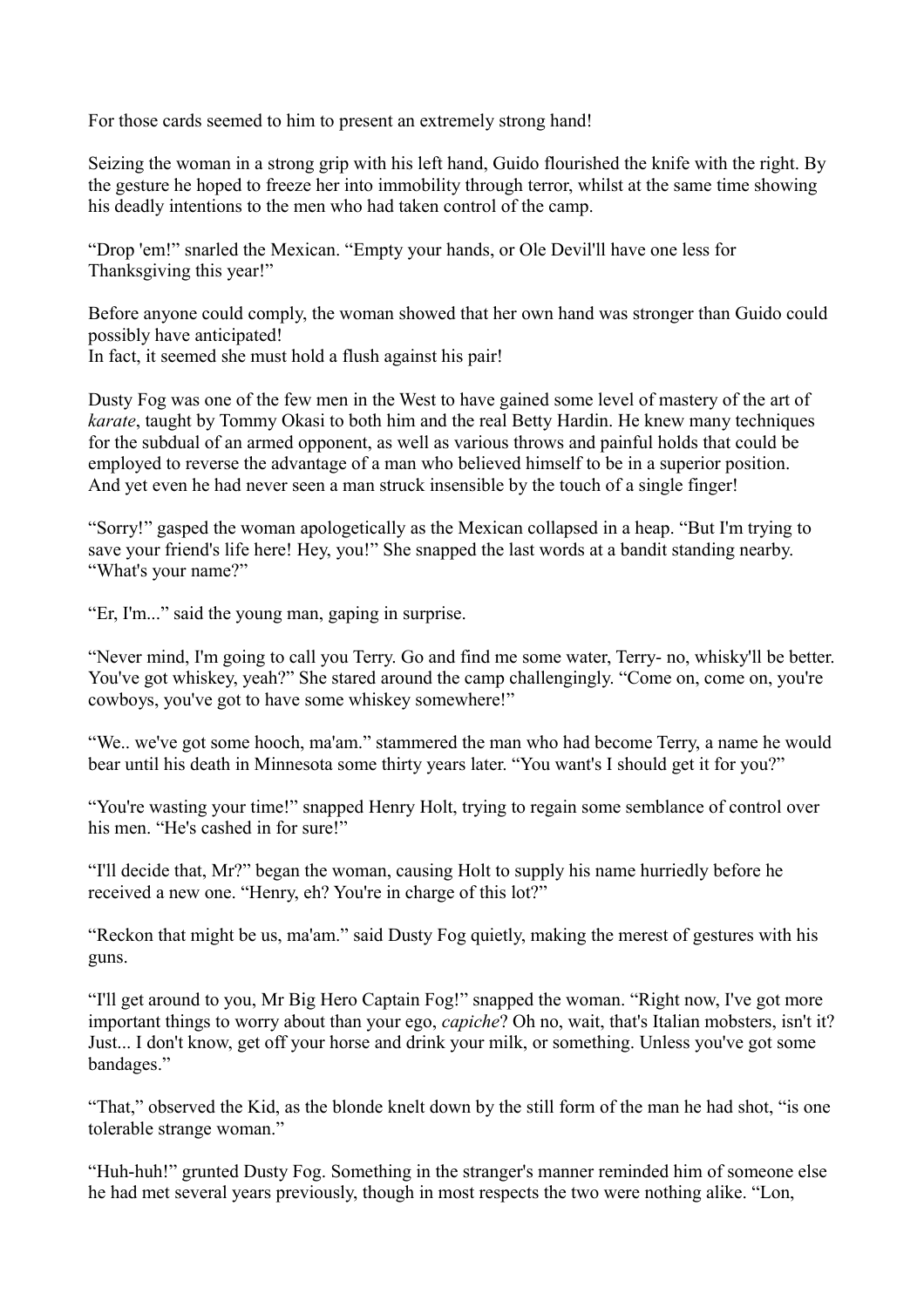For those cards seemed to him to present an extremely strong hand!

Seizing the woman in a strong grip with his left hand, Guido flourished the knife with the right. By the gesture he hoped to freeze her into immobility through terror, whilst at the same time showing his deadly intentions to the men who had taken control of the camp.

"Drop 'em!" snarled the Mexican. "Empty your hands, or Ole Devil'll have one less for Thanksgiving this year!"

Before anyone could comply, the woman showed that her own hand was stronger than Guido could possibly have anticipated!
In fact, it seemed she must hold a flush against his pair!

Dusty Fog was one of the few men in the West to have gained some level of mastery of the art of *karate*, taught by Tommy Okasi to both him and the real Betty Hardin. He knew many techniques for the subdual of an armed opponent, as well as various throws and painful holds that could be employed to reverse the advantage of a man who believed himself to be in a superior position. And yet even he had never seen a man struck insensible by the touch of a single finger!

"Sorry!" gasped the woman apologetically as the Mexican collapsed in a heap. "But I'm trying to save your friend's life here! Hey, you!" She snapped the last words at a bandit standing nearby. "What's your name?"

"Er, I'm..." said the young man, gaping in surprise.

"Never mind, I'm going to call you Terry. Go and find me some water, Terry- no, whisky'll be better. You've got whiskey, yeah?" She stared around the camp challengingly. "Come on, come on, you're cowboys, you've got to have some whiskey somewhere!"

"We.. we've got some hooch, ma'am." stammered the man who had become Terry, a name he would bear until his death in Minnesota some thirty years later. "You want's I should get it for you?"

"You're wasting your time!" snapped Henry Holt, trying to regain some semblance of control over his men. "He's cashed in for sure!"

"I'll decide that, Mr?" began the woman, causing Holt to supply his name hurriedly before he received a new one. "Henry, eh? You're in charge of this lot?"

"Reckon that might be us, ma'am." said Dusty Fog quietly, making the merest of gestures with his guns.

"I'll get around to you, Mr Big Hero Captain Fog!" snapped the woman. "Right now, I've got more important things to worry about than your ego, *capiche*? Oh no, wait, that's Italian mobsters, isn't it? Just... I don't know, get off your horse and drink your milk, or something. Unless you've got some bandages."

"That," observed the Kid, as the blonde knelt down by the still form of the man he had shot, "is one tolerable strange woman."

"Huh-huh!" grunted Dusty Fog. Something in the stranger's manner reminded him of someone else he had met several years previously, though in most respects the two were nothing alike. "Lon,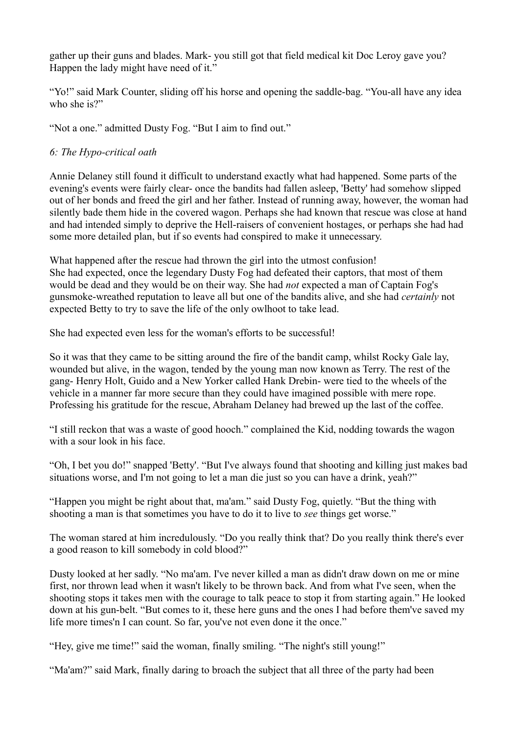gather up their guns and blades. Mark- you still got that field medical kit Doc Leroy gave you? Happen the lady might have need of it."

"Yo!" said Mark Counter, sliding off his horse and opening the saddle-bag. "You-all have any idea who she is?"

"Not a one." admitted Dusty Fog. "But I aim to find out."

*6: The Hypo-critical oath*

Annie Delaney still found it difficult to understand exactly what had happened. Some parts of the evening's events were fairly clear- once the bandits had fallen asleep, 'Betty' had somehow slipped out of her bonds and freed the girl and her father. Instead of running away, however, the woman had silently bade them hide in the covered wagon. Perhaps she had known that rescue was close at hand and had intended simply to deprive the Hell-raisers of convenient hostages, or perhaps she had had some more detailed plan, but if so events had conspired to make it unnecessary.

What happened after the rescue had thrown the girl into the utmost confusion!
She had expected, once the legendary Dusty Fog had defeated their captors, that most of them would be dead and they would be on their way. She had *not* expected a man of Captain Fog's gunsmoke-wreathed reputation to leave all but one of the bandits alive, and she had *certainly* not expected Betty to try to save the life of the only owlhoot to take lead.

She had expected even less for the woman's efforts to be successful!

So it was that they came to be sitting around the fire of the bandit camp, whilst Rocky Gale lay, wounded but alive, in the wagon, tended by the young man now known as Terry. The rest of the gang- Henry Holt, Guido and a New Yorker called Hank Drebin- were tied to the wheels of the vehicle in a manner far more secure than they could have imagined possible with mere rope. Professing his gratitude for the rescue, Abraham Delaney had brewed up the last of the coffee.

"I still reckon that was a waste of good hooch." complained the Kid, nodding towards the wagon with a sour look in his face.

"Oh, I bet you do!" snapped 'Betty'. "But I've always found that shooting and killing just makes bad situations worse, and I'm not going to let a man die just so you can have a drink, yeah?"

"Happen you might be right about that, ma'am." said Dusty Fog, quietly. "But the thing with shooting a man is that sometimes you have to do it to live to *see* things get worse."

The woman stared at him incredulously. "Do you really think that? Do you really think there's ever a good reason to kill somebody in cold blood?"

Dusty looked at her sadly. "No ma'am. I've never killed a man as didn't draw down on me or mine first, nor thrown lead when it wasn't likely to be thrown back. And from what I've seen, when the shooting stops it takes men with the courage to talk peace to stop it from starting again." He looked down at his gun-belt. "But comes to it, these here guns and the ones I had before them've saved my life more times'n I can count. So far, you've not even done it the once."

"Hey, give me time!" said the woman, finally smiling. "The night's still young!"

"Ma'am?" said Mark, finally daring to broach the subject that all three of the party had been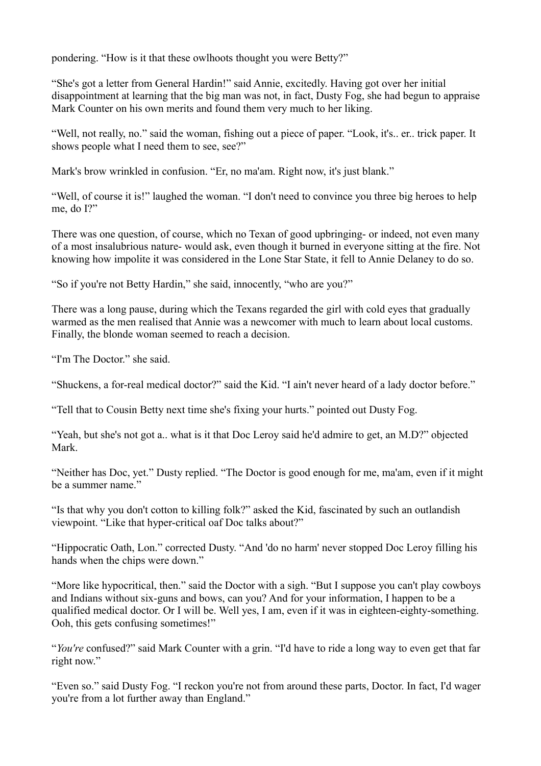pondering. "How is it that these owlhoots thought you were Betty?"

"She's got a letter from General Hardin!" said Annie, excitedly. Having got over her initial disappointment at learning that the big man was not, in fact, Dusty Fog, she had begun to appraise Mark Counter on his own merits and found them very much to her liking.

"Well, not really, no." said the woman, fishing out a piece of paper. "Look, it's.. er.. trick paper. It shows people what I need them to see, see?"

Mark's brow wrinkled in confusion. "Er, no ma'am. Right now, it's just blank."

"Well, of course it is!" laughed the woman. "I don't need to convince you three big heroes to help me, do I?"

There was one question, of course, which no Texan of good upbringing- or indeed, not even many of a most insalubrious nature- would ask, even though it burned in everyone sitting at the fire. Not knowing how impolite it was considered in the Lone Star State, it fell to Annie Delaney to do so.

"So if you're not Betty Hardin," she said, innocently, "who are you?"

There was a long pause, during which the Texans regarded the girl with cold eyes that gradually warmed as the men realised that Annie was a newcomer with much to learn about local customs. Finally, the blonde woman seemed to reach a decision.

"I'm The Doctor." she said.

"Shuckens, a for-real medical doctor?" said the Kid. "I ain't never heard of a lady doctor before."

"Tell that to Cousin Betty next time she's fixing your hurts." pointed out Dusty Fog.

"Yeah, but she's not got a.. what is it that Doc Leroy said he'd admire to get, an M.D?" objected Mark.

"Neither has Doc, yet." Dusty replied. "The Doctor is good enough for me, ma'am, even if it might be a summer name."

"Is that why you don't cotton to killing folk?" asked the Kid, fascinated by such an outlandish viewpoint. "Like that hyper-critical oaf Doc talks about?"

"Hippocratic Oath, Lon." corrected Dusty. "And 'do no harm' never stopped Doc Leroy filling his hands when the chips were down."

"More like hypocritical, then." said the Doctor with a sigh. "But I suppose you can't play cowboys and Indians without six-guns and bows, can you? And for your information, I happen to be a qualified medical doctor. Or I will be. Well yes, I am, even if it was in eighteen-eighty-something. Ooh, this gets confusing sometimes!"

"*You're* confused?" said Mark Counter with a grin. "I'd have to ride a long way to even get that far right now."

"Even so." said Dusty Fog. "I reckon you're not from around these parts, Doctor. In fact, I'd wager you're from a lot further away than England."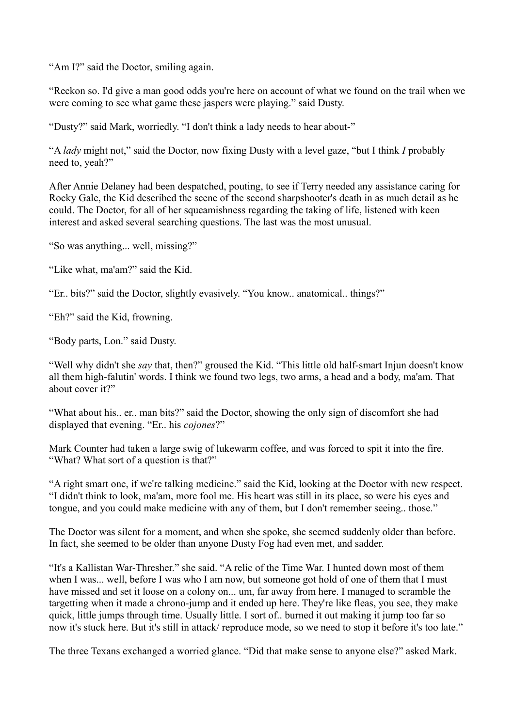"Am I?" said the Doctor, smiling again.

"Reckon so. I'd give a man good odds you're here on account of what we found on the trail when we were coming to see what game these jaspers were playing." said Dusty.

"Dusty?" said Mark, worriedly. "I don't think a lady needs to hear about-"

"A *lady* might not," said the Doctor, now fixing Dusty with a level gaze, "but I think *I* probably need to, yeah?"

After Annie Delaney had been despatched, pouting, to see if Terry needed any assistance caring for Rocky Gale, the Kid described the scene of the second sharpshooter's death in as much detail as he could. The Doctor, for all of her squeamishness regarding the taking of life, listened with keen interest and asked several searching questions. The last was the most unusual.

"So was anything... well, missing?"

"Like what, ma'am?" said the Kid.

"Er.. bits?" said the Doctor, slightly evasively. "You know.. anatomical.. things?"

"Eh?" said the Kid, frowning.

"Body parts, Lon." said Dusty.

"Well why didn't she *say* that, then?" groused the Kid. "This little old half-smart Injun doesn't know all them high-falutin' words. I think we found two legs, two arms, a head and a body, ma'am. That about cover it?"

"What about his.. er.. man bits?" said the Doctor, showing the only sign of discomfort she had displayed that evening. "Er.. his *cojones*?"

Mark Counter had taken a large swig of lukewarm coffee, and was forced to spit it into the fire. "What? What sort of a question is that?"

"A right smart one, if we're talking medicine." said the Kid, looking at the Doctor with new respect. "I didn't think to look, ma'am, more fool me. His heart was still in its place, so were his eyes and tongue, and you could make medicine with any of them, but I don't remember seeing.. those."

The Doctor was silent for a moment, and when she spoke, she seemed suddenly older than before. In fact, she seemed to be older than anyone Dusty Fog had even met, and sadder.

"It's a Kallistan War-Thresher." she said. "A relic of the Time War. I hunted down most of them when I was... well, before I was who I am now, but someone got hold of one of them that I must have missed and set it loose on a colony on... um, far away from here. I managed to scramble the targetting when it made a chrono-jump and it ended up here. They're like fleas, you see, they make quick, little jumps through time. Usually little. I sort of.. burned it out making it jump too far so now it's stuck here. But it's still in attack/ reproduce mode, so we need to stop it before it's too late."

The three Texans exchanged a worried glance. "Did that make sense to anyone else?" asked Mark.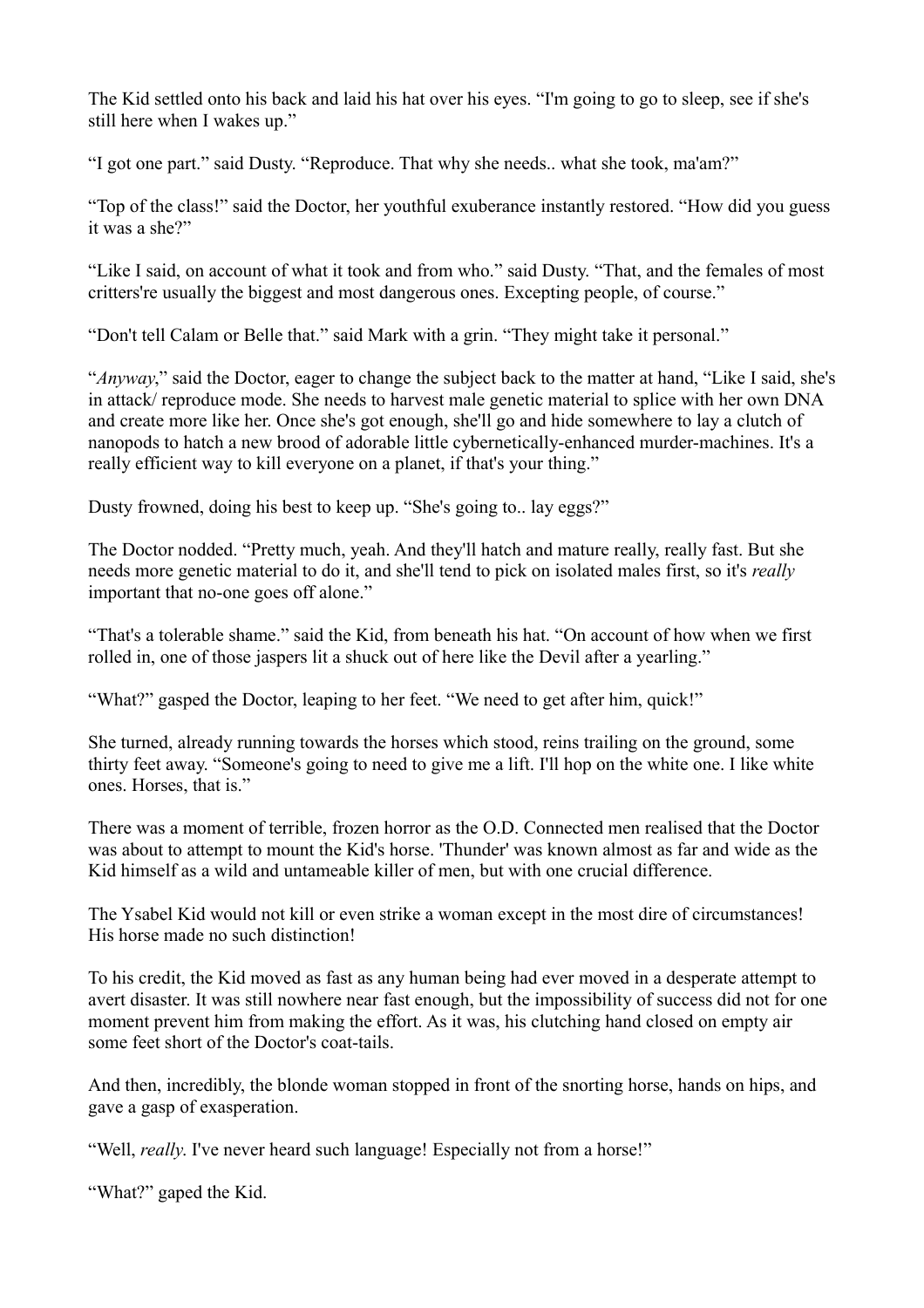The Kid settled onto his back and laid his hat over his eyes. "I'm going to go to sleep, see if she's still here when I wakes up."

"I got one part." said Dusty. "Reproduce. That why she needs.. what she took, ma'am?"

"Top of the class!" said the Doctor, her youthful exuberance instantly restored. "How did you guess it was a she?"

"Like I said, on account of what it took and from who." said Dusty. "That, and the females of most critters're usually the biggest and most dangerous ones. Excepting people, of course."

"Don't tell Calam or Belle that." said Mark with a grin. "They might take it personal."

"*Anyway*," said the Doctor, eager to change the subject back to the matter at hand, "Like I said, she's in attack/ reproduce mode. She needs to harvest male genetic material to splice with her own DNA and create more like her. Once she's got enough, she'll go and hide somewhere to lay a clutch of nanopods to hatch a new brood of adorable little cybernetically-enhanced murder-machines. It's a really efficient way to kill everyone on a planet, if that's your thing."

Dusty frowned, doing his best to keep up. "She's going to.. lay eggs?"

The Doctor nodded. "Pretty much, yeah. And they'll hatch and mature really, really fast. But she needs more genetic material to do it, and she'll tend to pick on isolated males first, so it's *really* important that no-one goes off alone."

"That's a tolerable shame." said the Kid, from beneath his hat. "On account of how when we first rolled in, one of those jaspers lit a shuck out of here like the Devil after a yearling."

"What?" gasped the Doctor, leaping to her feet. "We need to get after him, quick!"

She turned, already running towards the horses which stood, reins trailing on the ground, some thirty feet away. "Someone's going to need to give me a lift. I'll hop on the white one. I like white ones. Horses, that is."

There was a moment of terrible, frozen horror as the O.D. Connected men realised that the Doctor was about to attempt to mount the Kid's horse. 'Thunder' was known almost as far and wide as the Kid himself as a wild and untameable killer of men, but with one crucial difference.

The Ysabel Kid would not kill or even strike a woman except in the most dire of circumstances! His horse made no such distinction!

To his credit, the Kid moved as fast as any human being had ever moved in a desperate attempt to avert disaster. It was still nowhere near fast enough, but the impossibility of success did not for one moment prevent him from making the effort. As it was, his clutching hand closed on empty air some feet short of the Doctor's coat-tails.

And then, incredibly, the blonde woman stopped in front of the snorting horse, hands on hips, and gave a gasp of exasperation.

"Well, *really*. I've never heard such language! Especially not from a horse!"

"What?" gaped the Kid.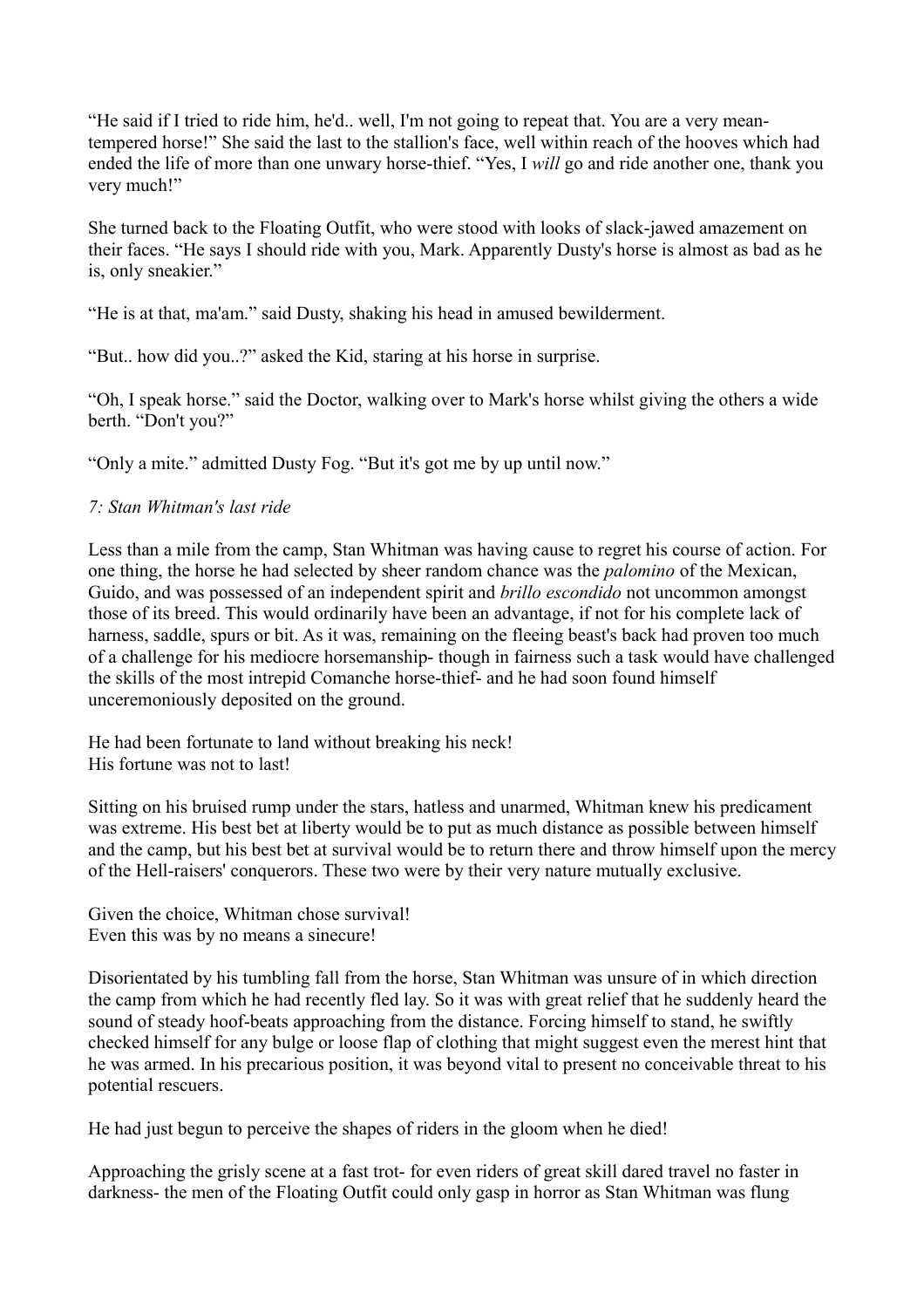"He said if I tried to ride him, he'd.. well, I'm not going to repeat that. You are a very mean-tempered horse!" She said the last to the stallion's face, well within reach of the hooves which had ended the life of more than one unwary horse-thief. "Yes, I *will* go and ride another one, thank you very much!"

She turned back to the Floating Outfit, who were stood with looks of slack-jawed amazement on their faces. "He says I should ride with you, Mark. Apparently Dusty's horse is almost as bad as he is, only sneakier."

"He is at that, ma'am." said Dusty, shaking his head in amused bewilderment.

"But.. how did you..?" asked the Kid, staring at his horse in surprise.

"Oh, I speak horse." said the Doctor, walking over to Mark's horse whilst giving the others a wide berth. "Don't you?"

"Only a mite." admitted Dusty Fog. "But it's got me by up until now."

*7: Stan Whitman's last ride*

Less than a mile from the camp, Stan Whitman was having cause to regret his course of action. For one thing, the horse he had selected by sheer random chance was the *palomino* of the Mexican, Guido, and was possessed of an independent spirit and *brillo escondido* not uncommon amongst those of its breed. This would ordinarily have been an advantage, if not for his complete lack of harness, saddle, spurs or bit. As it was, remaining on the fleeing beast's back had proven too much of a challenge for his mediocre horsemanship- though in fairness such a task would have challenged the skills of the most intrepid Comanche horse-thief- and he had soon found himself unceremoniously deposited on the ground.

He had been fortunate to land without breaking his neck!
His fortune was not to last!

Sitting on his bruised rump under the stars, hatless and unarmed, Whitman knew his predicament was extreme. His best bet at liberty would be to put as much distance as possible between himself and the camp, but his best bet at survival would be to return there and throw himself upon the mercy of the Hell-raisers' conquerors. These two were by their very nature mutually exclusive.

Given the choice, Whitman chose survival!
Even this was by no means a sinecure!

Disorientated by his tumbling fall from the horse, Stan Whitman was unsure of in which direction the camp from which he had recently fled lay. So it was with great relief that he suddenly heard the sound of steady hoof-beats approaching from the distance. Forcing himself to stand, he swiftly checked himself for any bulge or loose flap of clothing that might suggest even the merest hint that he was armed. In his precarious position, it was beyond vital to present no conceivable threat to his potential rescuers.

He had just begun to perceive the shapes of riders in the gloom when he died!

Approaching the grisly scene at a fast trot- for even riders of great skill dared travel no faster in darkness- the men of the Floating Outfit could only gasp in horror as Stan Whitman was flung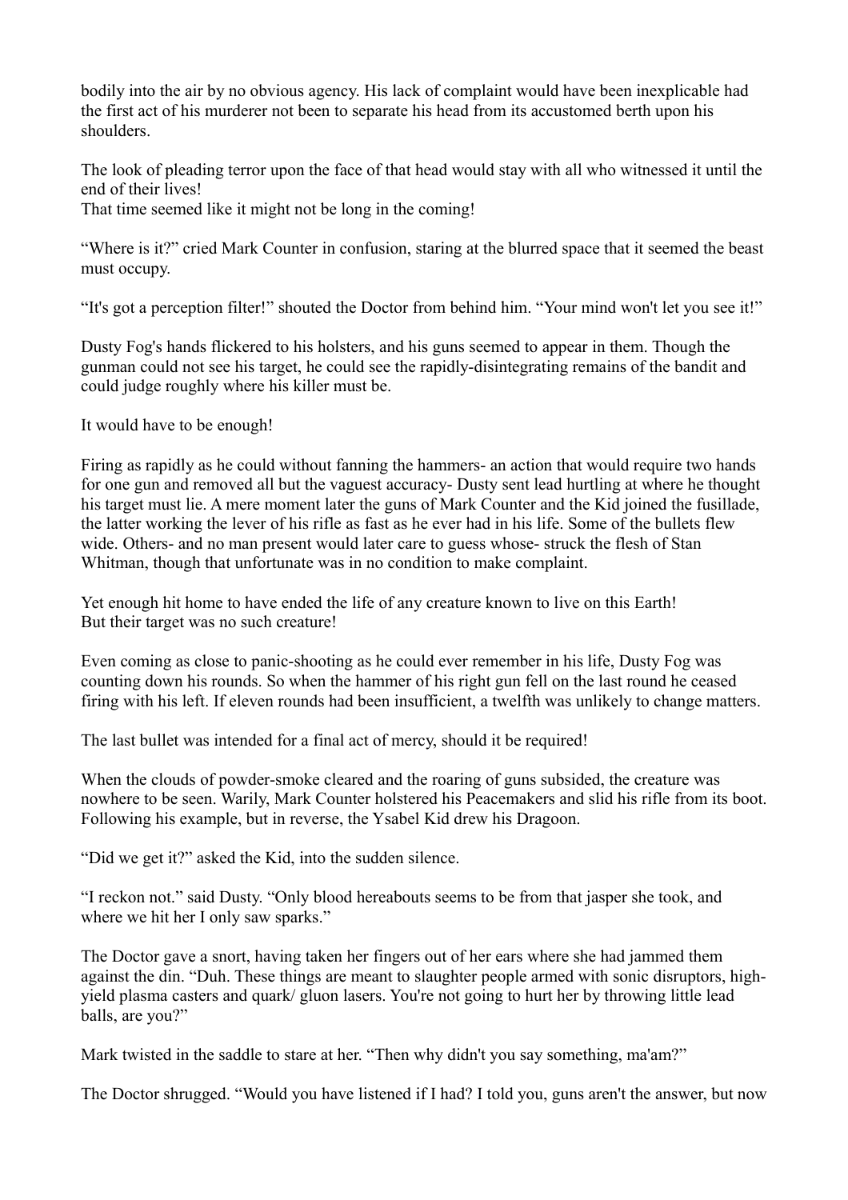bodily into the air by no obvious agency. His lack of complaint would have been inexplicable had the first act of his murderer not been to separate his head from its accustomed berth upon his shoulders.

The look of pleading terror upon the face of that head would stay with all who witnessed it until the end of their lives!
That time seemed like it might not be long in the coming!

"Where is it?" cried Mark Counter in confusion, staring at the blurred space that it seemed the beast must occupy.

"It's got a perception filter!" shouted the Doctor from behind him. "Your mind won't let you see it!"

Dusty Fog's hands flickered to his holsters, and his guns seemed to appear in them. Though the gunman could not see his target, he could see the rapidly-disintegrating remains of the bandit and could judge roughly where his killer must be.

It would have to be enough!

Firing as rapidly as he could without fanning the hammers- an action that would require two hands for one gun and removed all but the vaguest accuracy- Dusty sent lead hurtling at where he thought his target must lie. A mere moment later the guns of Mark Counter and the Kid joined the fusillade, the latter working the lever of his rifle as fast as he ever had in his life. Some of the bullets flew wide. Others- and no man present would later care to guess whose- struck the flesh of Stan Whitman, though that unfortunate was in no condition to make complaint.

Yet enough hit home to have ended the life of any creature known to live on this Earth!
But their target was no such creature!

Even coming as close to panic-shooting as he could ever remember in his life, Dusty Fog was counting down his rounds. So when the hammer of his right gun fell on the last round he ceased firing with his left. If eleven rounds had been insufficient, a twelfth was unlikely to change matters.

The last bullet was intended for a final act of mercy, should it be required!

When the clouds of powder-smoke cleared and the roaring of guns subsided, the creature was nowhere to be seen. Warily, Mark Counter holstered his Peacemakers and slid his rifle from its boot. Following his example, but in reverse, the Ysabel Kid drew his Dragoon.

"Did we get it?" asked the Kid, into the sudden silence.

"I reckon not." said Dusty. "Only blood hereabouts seems to be from that jasper she took, and where we hit her I only saw sparks."

The Doctor gave a snort, having taken her fingers out of her ears where she had jammed them against the din. "Duh. These things are meant to slaughter people armed with sonic disruptors, high-yield plasma casters and quark/ gluon lasers. You're not going to hurt her by throwing little lead balls, are you?"

Mark twisted in the saddle to stare at her. "Then why didn't you say something, ma'am?"

The Doctor shrugged. "Would you have listened if I had? I told you, guns aren't the answer, but now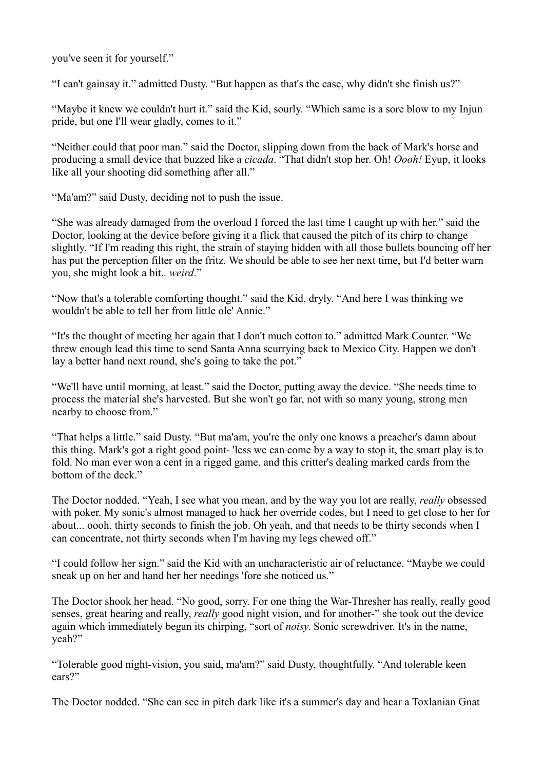you've seen it for yourself."

"I can't gainsay it." admitted Dusty. "But happen as that's the case, why didn't she finish us?"

"Maybe it knew we couldn't hurt it." said the Kid, sourly. "Which same is a sore blow to my Injun pride, but one I'll wear gladly, comes to it."

"Neither could that poor man." said the Doctor, slipping down from the back of Mark's horse and producing a small device that buzzed like a *cicada*. "That didn't stop her. Oh! *Oooh!* Eyup, it looks like all your shooting did something after all."

"Ma'am?" said Dusty, deciding not to push the issue.

"She was already damaged from the overload I forced the last time I caught up with her." said the Doctor, looking at the device before giving it a flick that caused the pitch of its chirp to change slightly. "If I'm reading this right, the strain of staying hidden with all those bullets bouncing off her has put the perception filter on the fritz. We should be able to see her next time, but I'd better warn you, she might look a bit.. *weird*."

"Now that's a tolerable comforting thought." said the Kid, dryly. "And here I was thinking we wouldn't be able to tell her from little ole' Annie."

"It's the thought of meeting her again that I don't much cotton to." admitted Mark Counter. "We threw enough lead this time to send Santa Anna scurrying back to Mexico City. Happen we don't lay a better hand next round, she's going to take the pot."

"We'll have until morning, at least." said the Doctor, putting away the device. "She needs time to process the material she's harvested. But she won't go far, not with so many young, strong men nearby to choose from."

"That helps a little." said Dusty. "But ma'am, you're the only one knows a preacher's damn about this thing. Mark's got a right good point- 'less we can come by a way to stop it, the smart play is to fold. No man ever won a cent in a rigged game, and this critter's dealing marked cards from the bottom of the deck."

The Doctor nodded. "Yeah, I see what you mean, and by the way you lot are really, *really* obsessed with poker. My sonic's almost managed to hack her override codes, but I need to get close to her for about... oooh, thirty seconds to finish the job. Oh yeah, and that needs to be thirty seconds when I can concentrate, not thirty seconds when I'm having my legs chewed off."

"I could follow her sign." said the Kid with an uncharacteristic air of reluctance. "Maybe we could sneak up on her and hand her her needings 'fore she noticed us."

The Doctor shook her head. "No good, sorry. For one thing the War-Thresher has really, really good senses, great hearing and really, *really* good night vision, and for another-" she took out the device again which immediately began its chirping, "sort of *noisy*. Sonic screwdriver. It's in the name, yeah?"

"Tolerable good night-vision, you said, ma'am?" said Dusty, thoughtfully. "And tolerable keen ears?"

The Doctor nodded. "She can see in pitch dark like it's a summer's day and hear a Toxlanian Gnat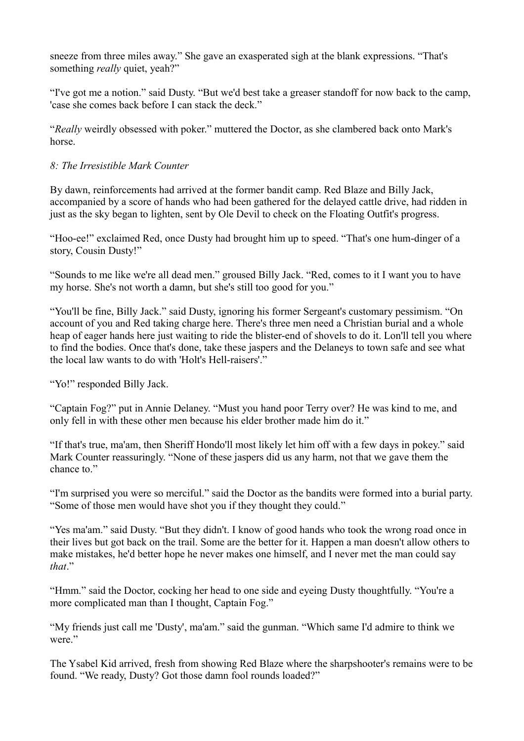sneeze from three miles away." She gave an exasperated sigh at the blank expressions. "That's something *really* quiet, yeah?"

"I've got me a notion." said Dusty. "But we'd best take a greaser standoff for now back to the camp, 'case she comes back before I can stack the deck."

"*Really* weirdly obsessed with poker." muttered the Doctor, as she clambered back onto Mark's horse.

*8: The Irresistible Mark Counter*

By dawn, reinforcements had arrived at the former bandit camp. Red Blaze and Billy Jack, accompanied by a score of hands who had been gathered for the delayed cattle drive, had ridden in just as the sky began to lighten, sent by Ole Devil to check on the Floating Outfit's progress.

"Hoo-ee!" exclaimed Red, once Dusty had brought him up to speed. "That's one hum-dinger of a story, Cousin Dusty!"

"Sounds to me like we're all dead men." groused Billy Jack. "Red, comes to it I want you to have my horse. She's not worth a damn, but she's still too good for you."

"You'll be fine, Billy Jack." said Dusty, ignoring his former Sergeant's customary pessimism. "On account of you and Red taking charge here. There's three men need a Christian burial and a whole heap of eager hands here just waiting to ride the blister-end of shovels to do it. Lon'll tell you where to find the bodies. Once that's done, take these jaspers and the Delaneys to town safe and see what the local law wants to do with 'Holt's Hell-raisers'."

"Yo!" responded Billy Jack.

"Captain Fog?" put in Annie Delaney. "Must you hand poor Terry over? He was kind to me, and only fell in with these other men because his elder brother made him do it."

"If that's true, ma'am, then Sheriff Hondo'll most likely let him off with a few days in pokey." said Mark Counter reassuringly. "None of these jaspers did us any harm, not that we gave them the chance to."

"I'm surprised you were so merciful." said the Doctor as the bandits were formed into a burial party. "Some of those men would have shot you if they thought they could."

"Yes ma'am." said Dusty. "But they didn't. I know of good hands who took the wrong road once in their lives but got back on the trail. Some are the better for it. Happen a man doesn't allow others to make mistakes, he'd better hope he never makes one himself, and I never met the man could say *that*."

"Hmm." said the Doctor, cocking her head to one side and eyeing Dusty thoughtfully. "You're a more complicated man than I thought, Captain Fog."

"My friends just call me 'Dusty', ma'am." said the gunman. "Which same I'd admire to think we were."

The Ysabel Kid arrived, fresh from showing Red Blaze where the sharpshooter's remains were to be found. "We ready, Dusty? Got those damn fool rounds loaded?"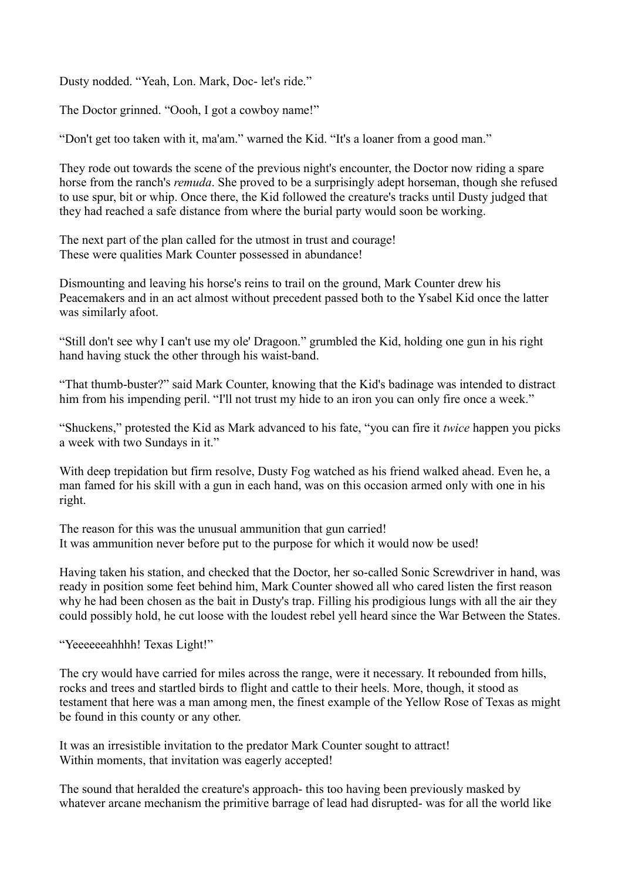Dusty nodded. “Yeah, Lon. Mark, Doc- let's ride.”

The Doctor grinned. “Oooh, I got a cowboy name!”

“Don't get too taken with it, ma'am.” warned the Kid. “It's a loaner from a good man.”

They rode out towards the scene of the previous night's encounter, the Doctor now riding a spare horse from the ranch's *remuda*. She proved to be a surprisingly adept horseman, though she refused to use spur, bit or whip. Once there, the Kid followed the creature's tracks until Dusty judged that they had reached a safe distance from where the burial party would soon be working.

The next part of the plan called for the utmost in trust and courage!
These were qualities Mark Counter possessed in abundance!

Dismounting and leaving his horse's reins to trail on the ground, Mark Counter drew his Peacemakers and in an act almost without precedent passed both to the Ysabel Kid once the latter was similarly afoot.

“Still don't see why I can't use my ole' Dragoon.” grumbled the Kid, holding one gun in his right hand having stuck the other through his waist-band.

“That thumb-buster?” said Mark Counter, knowing that the Kid's badinage was intended to distract him from his impending peril. “I'll not trust my hide to an iron you can only fire once a week.”

“Shuckens,” protested the Kid as Mark advanced to his fate, “you can fire it *twice* happen you picks a week with two Sundays in it.”

With deep trepidation but firm resolve, Dusty Fog watched as his friend walked ahead. Even he, a man famed for his skill with a gun in each hand, was on this occasion armed only with one in his right.

The reason for this was the unusual ammunition that gun carried!
It was ammunition never before put to the purpose for which it would now be used!

Having taken his station, and checked that the Doctor, her so-called Sonic Screwdriver in hand, was ready in position some feet behind him, Mark Counter showed all who cared listen the first reason why he had been chosen as the bait in Dusty's trap. Filling his prodigious lungs with all the air they could possibly hold, he cut loose with the loudest rebel yell heard since the War Between the States.

“Yeeeeeeahhhh! Texas Light!”

The cry would have carried for miles across the range, were it necessary. It rebounded from hills, rocks and trees and startled birds to flight and cattle to their heels. More, though, it stood as testament that here was a man among men, the finest example of the Yellow Rose of Texas as might be found in this county or any other.

It was an irresistible invitation to the predator Mark Counter sought to attract!
Within moments, that invitation was eagerly accepted!

The sound that heralded the creature's approach- this too having been previously masked by whatever arcane mechanism the primitive barrage of lead had disrupted- was for all the world like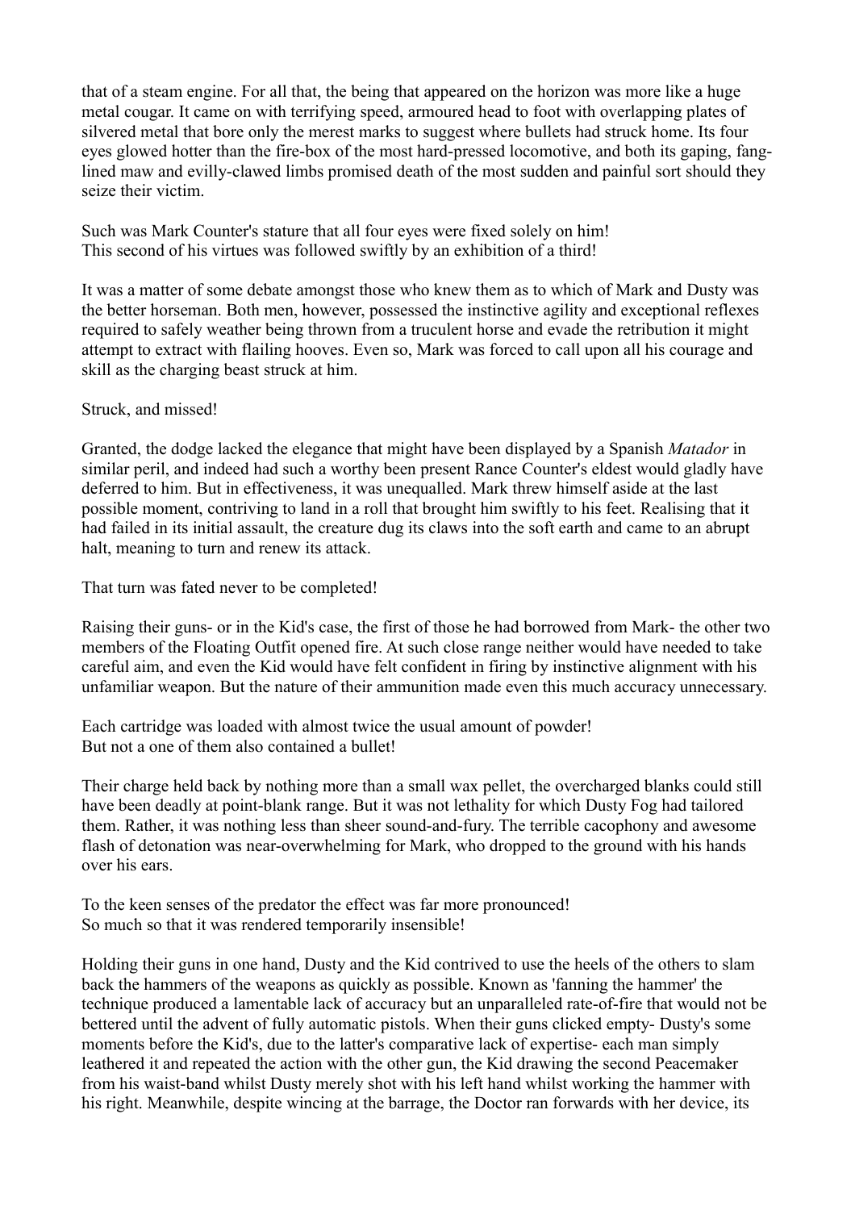that of a steam engine. For all that, the being that appeared on the horizon was more like a huge metal cougar. It came on with terrifying speed, armoured head to foot with overlapping plates of silvered metal that bore only the merest marks to suggest where bullets had struck home. Its four eyes glowed hotter than the fire-box of the most hard-pressed locomotive, and both its gaping, fang-lined maw and evilly-clawed limbs promised death of the most sudden and painful sort should they seize their victim.

Such was Mark Counter's stature that all four eyes were fixed solely on him!
This second of his virtues was followed swiftly by an exhibition of a third!

It was a matter of some debate amongst those who knew them as to which of Mark and Dusty was the better horseman. Both men, however, possessed the instinctive agility and exceptional reflexes required to safely weather being thrown from a truculent horse and evade the retribution it might attempt to extract with flailing hooves. Even so, Mark was forced to call upon all his courage and skill as the charging beast struck at him.

Struck, and missed!

Granted, the dodge lacked the elegance that might have been displayed by a Spanish *Matador* in similar peril, and indeed had such a worthy been present Rance Counter's eldest would gladly have deferred to him. But in effectiveness, it was unequalled. Mark threw himself aside at the last possible moment, contriving to land in a roll that brought him swiftly to his feet. Realising that it had failed in its initial assault, the creature dug its claws into the soft earth and came to an abrupt halt, meaning to turn and renew its attack.

That turn was fated never to be completed!

Raising their guns- or in the Kid's case, the first of those he had borrowed from Mark- the other two members of the Floating Outfit opened fire. At such close range neither would have needed to take careful aim, and even the Kid would have felt confident in firing by instinctive alignment with his unfamiliar weapon. But the nature of their ammunition made even this much accuracy unnecessary.

Each cartridge was loaded with almost twice the usual amount of powder!
But not a one of them also contained a bullet!

Their charge held back by nothing more than a small wax pellet, the overcharged blanks could still have been deadly at point-blank range. But it was not lethality for which Dusty Fog had tailored them. Rather, it was nothing less than sheer sound-and-fury. The terrible cacophony and awesome flash of detonation was near-overwhelming for Mark, who dropped to the ground with his hands over his ears.

To the keen senses of the predator the effect was far more pronounced!
So much so that it was rendered temporarily insensible!

Holding their guns in one hand, Dusty and the Kid contrived to use the heels of the others to slam back the hammers of the weapons as quickly as possible. Known as 'fanning the hammer' the technique produced a lamentable lack of accuracy but an unparalleled rate-of-fire that would not be bettered until the advent of fully automatic pistols. When their guns clicked empty- Dusty's some moments before the Kid's, due to the latter's comparative lack of expertise- each man simply leathered it and repeated the action with the other gun, the Kid drawing the second Peacemaker from his waist-band whilst Dusty merely shot with his left hand whilst working the hammer with his right. Meanwhile, despite wincing at the barrage, the Doctor ran forwards with her device, its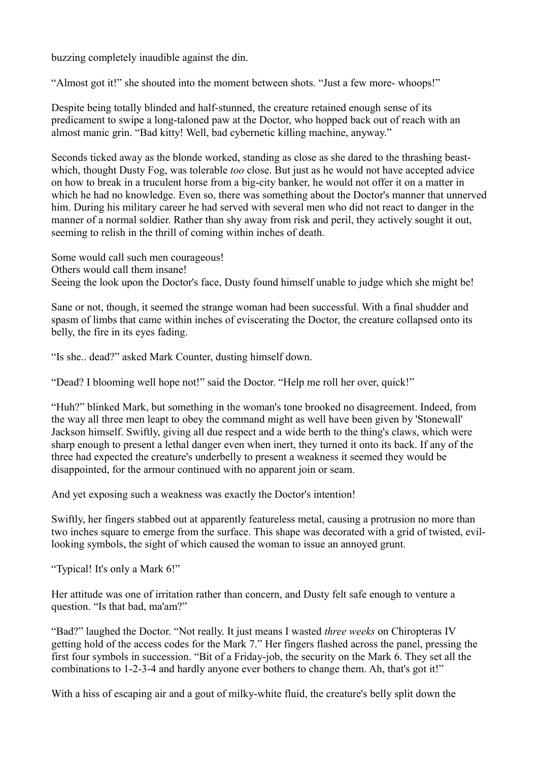buzzing completely inaudible against the din.

“Almost got it!” she shouted into the moment between shots. “Just a few more- whoops!”

Despite being totally blinded and half-stunned, the creature retained enough sense of its predicament to swipe a long-taloned paw at the Doctor, who hopped back out of reach with an almost manic grin. “Bad kitty! Well, bad cybernetic killing machine, anyway.”

Seconds ticked away as the blonde worked, standing as close as she dared to the thrashing beast- which, thought Dusty Fog, was tolerable *too* close. But just as he would not have accepted advice on how to break in a truculent horse from a big-city banker, he would not offer it on a matter in which he had no knowledge. Even so, there was something about the Doctor's manner that unnerved him. During his military career he had served with several men who did not react to danger in the manner of a normal soldier. Rather than shy away from risk and peril, they actively sought it out, seeming to relish in the thrill of coming within inches of death.

Some would call such men courageous!
Others would call them insane!
Seeing the look upon the Doctor's face, Dusty found himself unable to judge which she might be!

Sane or not, though, it seemed the strange woman had been successful. With a final shudder and spasm of limbs that came within inches of eviscerating the Doctor, the creature collapsed onto its belly, the fire in its eyes fading.

“Is she.. dead?” asked Mark Counter, dusting himself down.

“Dead? I blooming well hope not!” said the Doctor. “Help me roll her over, quick!”

“Huh?” blinked Mark, but something in the woman's tone brooked no disagreement. Indeed, from the way all three men leapt to obey the command might as well have been given by 'Stonewall' Jackson himself. Swiftly, giving all due respect and a wide berth to the thing's claws, which were sharp enough to present a lethal danger even when inert, they turned it onto its back. If any of the three had expected the creature's underbelly to present a weakness it seemed they would be disappointed, for the armour continued with no apparent join or seam.

And yet exposing such a weakness was exactly the Doctor's intention!

Swiftly, her fingers stabbed out at apparently featureless metal, causing a protrusion no more than two inches square to emerge from the surface. This shape was decorated with a grid of twisted, evil-looking symbols, the sight of which caused the woman to issue an annoyed grunt.

“Typical! It's only a Mark 6!”

Her attitude was one of irritation rather than concern, and Dusty felt safe enough to venture a question. “Is that bad, ma'am?”

“Bad?” laughed the Doctor. “Not really. It just means I wasted *three weeks* on Chiropteras IV getting hold of the access codes for the Mark 7.” Her fingers flashed across the panel, pressing the first four symbols in succession. “Bit of a Friday-job, the security on the Mark 6. They set all the combinations to 1-2-3-4 and hardly anyone ever bothers to change them. Ah, that's got it!”

With a hiss of escaping air and a gout of milky-white fluid, the creature's belly split down the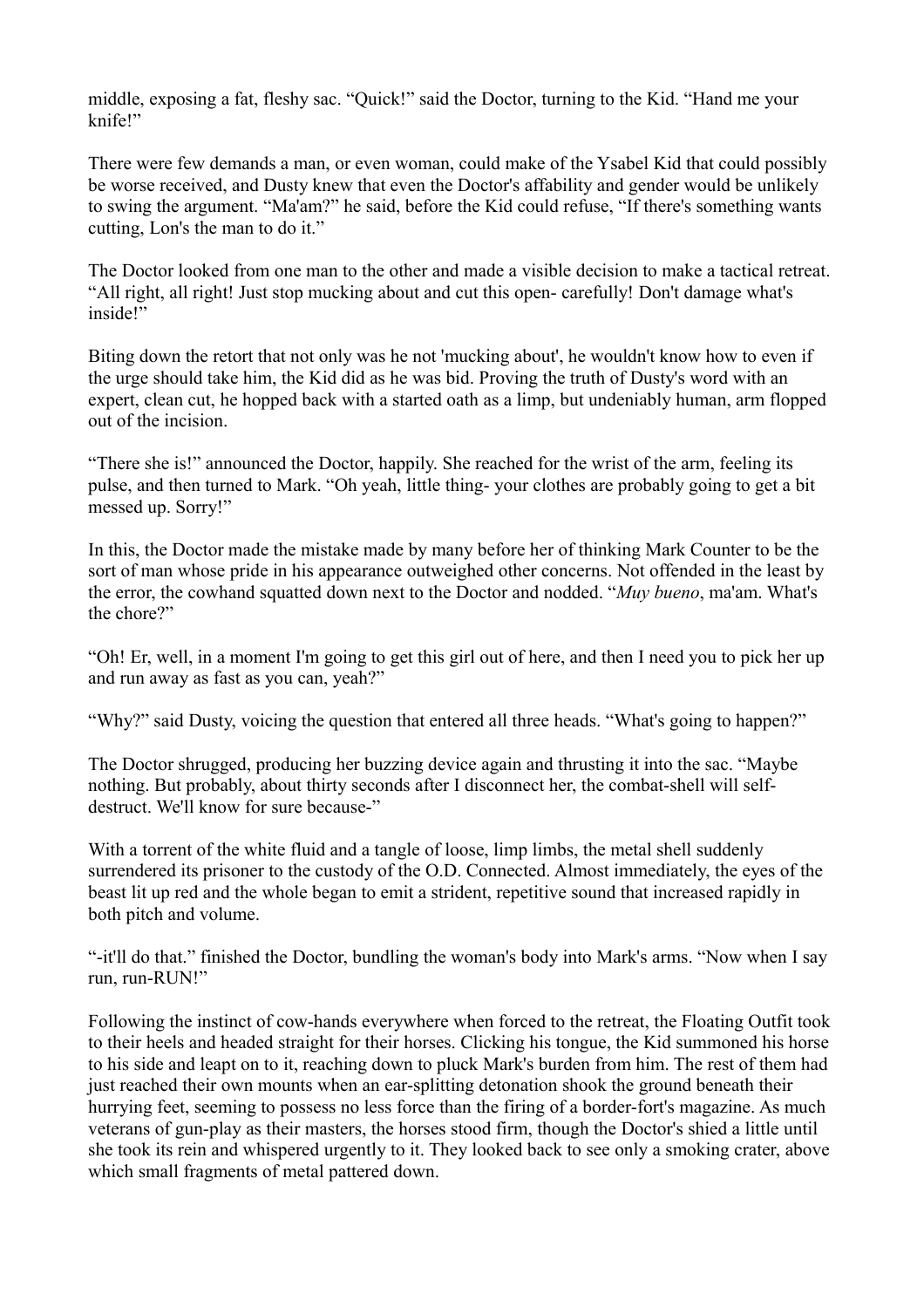middle, exposing a fat, fleshy sac. “Quick!” said the Doctor, turning to the Kid. “Hand me your knife!”

There were few demands a man, or even woman, could make of the Ysabel Kid that could possibly be worse received, and Dusty knew that even the Doctor's affability and gender would be unlikely to swing the argument. “Ma'am?” he said, before the Kid could refuse, “If there's something wants cutting, Lon's the man to do it.”

The Doctor looked from one man to the other and made a visible decision to make a tactical retreat. “All right, all right! Just stop mucking about and cut this open- carefully! Don't damage what's inside!”

Biting down the retort that not only was he not 'mucking about', he wouldn't know how to even if the urge should take him, the Kid did as he was bid. Proving the truth of Dusty's word with an expert, clean cut, he hopped back with a started oath as a limp, but undeniably human, arm flopped out of the incision.

“There she is!” announced the Doctor, happily. She reached for the wrist of the arm, feeling its pulse, and then turned to Mark. “Oh yeah, little thing- your clothes are probably going to get a bit messed up. Sorry!”

In this, the Doctor made the mistake made by many before her of thinking Mark Counter to be the sort of man whose pride in his appearance outweighed other concerns. Not offended in the least by the error, the cowhand squatted down next to the Doctor and nodded. “*Muy bueno*, ma'am. What's the chore?”

“Oh! Er, well, in a moment I'm going to get this girl out of here, and then I need you to pick her up and run away as fast as you can, yeah?”

“Why?” said Dusty, voicing the question that entered all three heads. “What's going to happen?”

The Doctor shrugged, producing her buzzing device again and thrusting it into the sac. “Maybe nothing. But probably, about thirty seconds after I disconnect her, the combat-shell will self-destruct. We'll know for sure because-”

With a torrent of the white fluid and a tangle of loose, limp limbs, the metal shell suddenly surrendered its prisoner to the custody of the O.D. Connected. Almost immediately, the eyes of the beast lit up red and the whole began to emit a strident, repetitive sound that increased rapidly in both pitch and volume.

“-it'll do that.” finished the Doctor, bundling the woman's body into Mark's arms. “Now when I say run, run-RUN!”

Following the instinct of cow-hands everywhere when forced to the retreat, the Floating Outfit took to their heels and headed straight for their horses. Clicking his tongue, the Kid summoned his horse to his side and leapt on to it, reaching down to pluck Mark's burden from him. The rest of them had just reached their own mounts when an ear-splitting detonation shook the ground beneath their hurrying feet, seeming to possess no less force than the firing of a border-fort's magazine. As much veterans of gun-play as their masters, the horses stood firm, though the Doctor's shied a little until she took its rein and whispered urgently to it. They looked back to see only a smoking crater, above which small fragments of metal pattered down.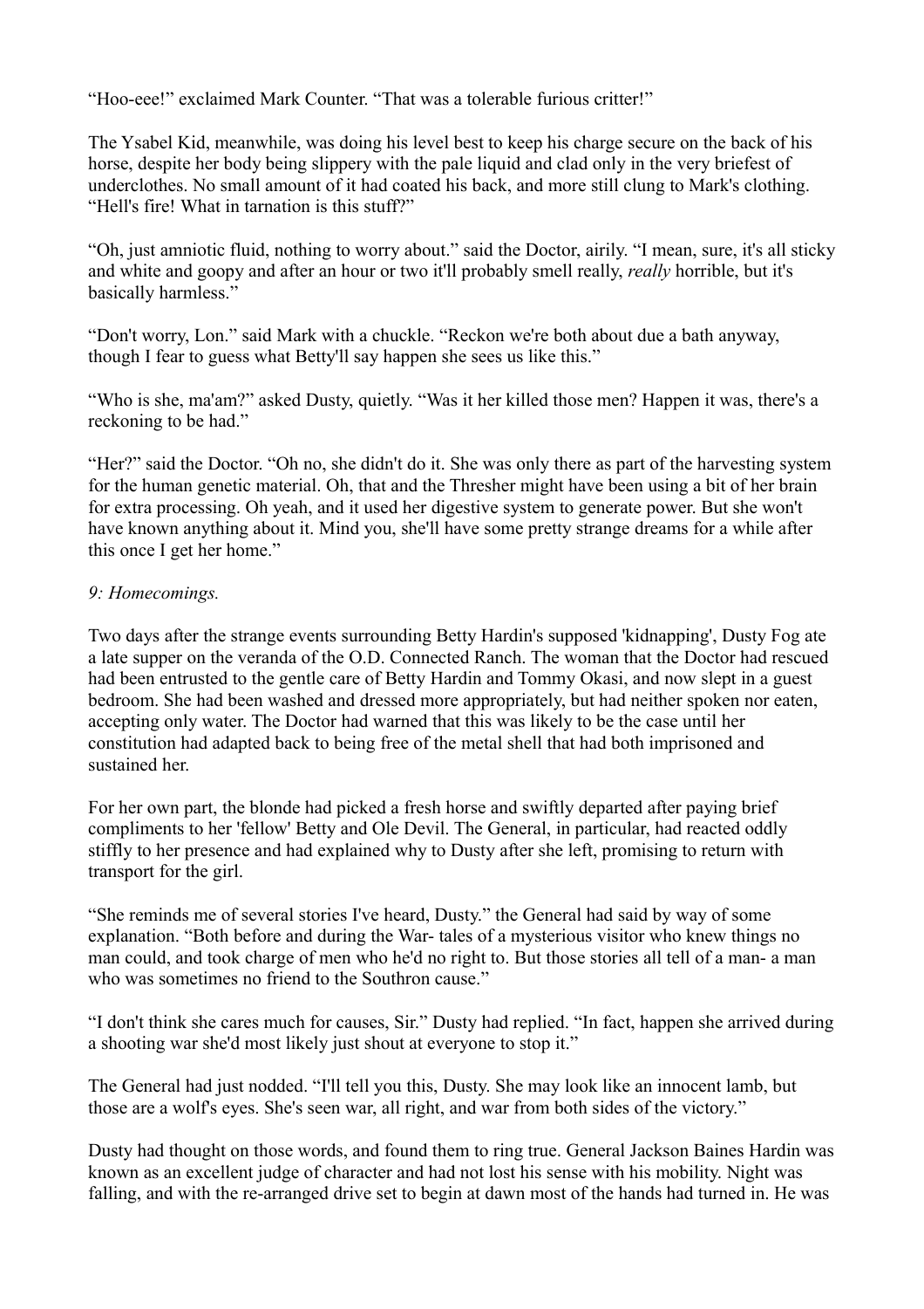"Hoo-eee!" exclaimed Mark Counter. "That was a tolerable furious critter!"

The Ysabel Kid, meanwhile, was doing his level best to keep his charge secure on the back of his horse, despite her body being slippery with the pale liquid and clad only in the very briefest of underclothes. No small amount of it had coated his back, and more still clung to Mark's clothing. "Hell's fire! What in tarnation is this stuff?"

"Oh, just amniotic fluid, nothing to worry about." said the Doctor, airily. "I mean, sure, it's all sticky and white and goopy and after an hour or two it'll probably smell really, *really* horrible, but it's basically harmless."

"Don't worry, Lon." said Mark with a chuckle. "Reckon we're both about due a bath anyway, though I fear to guess what Betty'll say happen she sees us like this."

"Who is she, ma'am?" asked Dusty, quietly. "Was it her killed those men? Happen it was, there's a reckoning to be had."

"Her?" said the Doctor. "Oh no, she didn't do it. She was only there as part of the harvesting system for the human genetic material. Oh, that and the Thresher might have been using a bit of her brain for extra processing. Oh yeah, and it used her digestive system to generate power. But she won't have known anything about it. Mind you, she'll have some pretty strange dreams for a while after this once I get her home."

*9: Homecomings.*

Two days after the strange events surrounding Betty Hardin's supposed 'kidnapping', Dusty Fog ate a late supper on the veranda of the O.D. Connected Ranch. The woman that the Doctor had rescued had been entrusted to the gentle care of Betty Hardin and Tommy Okasi, and now slept in a guest bedroom. She had been washed and dressed more appropriately, but had neither spoken nor eaten, accepting only water. The Doctor had warned that this was likely to be the case until her constitution had adapted back to being free of the metal shell that had both imprisoned and sustained her.

For her own part, the blonde had picked a fresh horse and swiftly departed after paying brief compliments to her 'fellow' Betty and Ole Devil. The General, in particular, had reacted oddly stiffly to her presence and had explained why to Dusty after she left, promising to return with transport for the girl.

"She reminds me of several stories I've heard, Dusty." the General had said by way of some explanation. "Both before and during the War- tales of a mysterious visitor who knew things no man could, and took charge of men who he'd no right to. But those stories all tell of a man- a man who was sometimes no friend to the Southron cause."

"I don't think she cares much for causes, Sir." Dusty had replied. "In fact, happen she arrived during a shooting war she'd most likely just shout at everyone to stop it."

The General had just nodded. "I'll tell you this, Dusty. She may look like an innocent lamb, but those are a wolf's eyes. She's seen war, all right, and war from both sides of the victory."

Dusty had thought on those words, and found them to ring true. General Jackson Baines Hardin was known as an excellent judge of character and had not lost his sense with his mobility. Night was falling, and with the re-arranged drive set to begin at dawn most of the hands had turned in. He was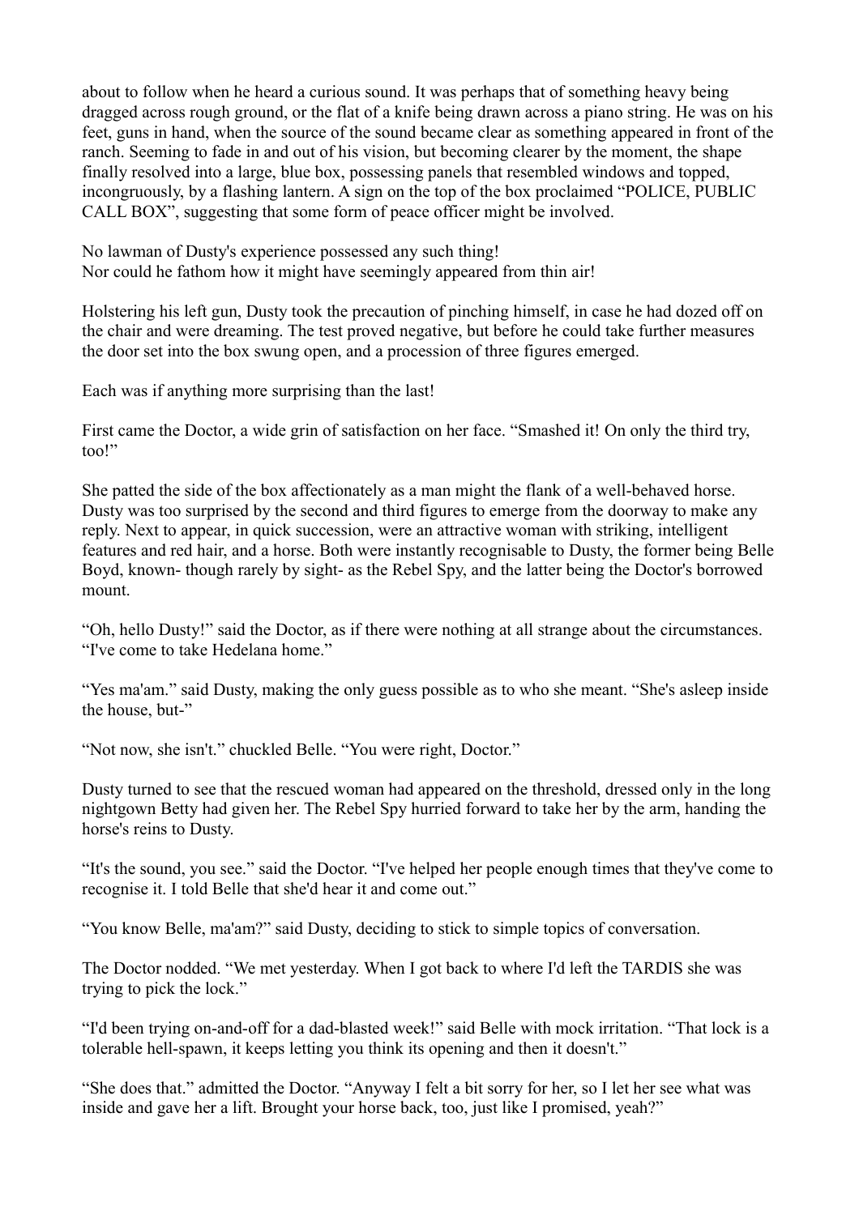about to follow when he heard a curious sound. It was perhaps that of something heavy being dragged across rough ground, or the flat of a knife being drawn across a piano string. He was on his feet, guns in hand, when the source of the sound became clear as something appeared in front of the ranch. Seeming to fade in and out of his vision, but becoming clearer by the moment, the shape finally resolved into a large, blue box, possessing panels that resembled windows and topped, incongruously, by a flashing lantern. A sign on the top of the box proclaimed "POLICE, PUBLIC CALL BOX", suggesting that some form of peace officer might be involved.

No lawman of Dusty's experience possessed any such thing!
Nor could he fathom how it might have seemingly appeared from thin air!

Holstering his left gun, Dusty took the precaution of pinching himself, in case he had dozed off on the chair and were dreaming. The test proved negative, but before he could take further measures the door set into the box swung open, and a procession of three figures emerged.

Each was if anything more surprising than the last!

First came the Doctor, a wide grin of satisfaction on her face. "Smashed it! On only the third try, too!"

She patted the side of the box affectionately as a man might the flank of a well-behaved horse. Dusty was too surprised by the second and third figures to emerge from the doorway to make any reply. Next to appear, in quick succession, were an attractive woman with striking, intelligent features and red hair, and a horse. Both were instantly recognisable to Dusty, the former being Belle Boyd, known- though rarely by sight- as the Rebel Spy, and the latter being the Doctor's borrowed mount.

"Oh, hello Dusty!" said the Doctor, as if there were nothing at all strange about the circumstances. "I've come to take Hedelana home."

"Yes ma'am." said Dusty, making the only guess possible as to who she meant. "She's asleep inside the house, but-"

"Not now, she isn't." chuckled Belle. "You were right, Doctor."

Dusty turned to see that the rescued woman had appeared on the threshold, dressed only in the long nightgown Betty had given her. The Rebel Spy hurried forward to take her by the arm, handing the horse's reins to Dusty.

"It's the sound, you see." said the Doctor. "I've helped her people enough times that they've come to recognise it. I told Belle that she'd hear it and come out."

"You know Belle, ma'am?" said Dusty, deciding to stick to simple topics of conversation.

The Doctor nodded. "We met yesterday. When I got back to where I'd left the TARDIS she was trying to pick the lock."

"I'd been trying on-and-off for a dad-blasted week!" said Belle with mock irritation. "That lock is a tolerable hell-spawn, it keeps letting you think its opening and then it doesn't."

"She does that." admitted the Doctor. "Anyway I felt a bit sorry for her, so I let her see what was inside and gave her a lift. Brought your horse back, too, just like I promised, yeah?"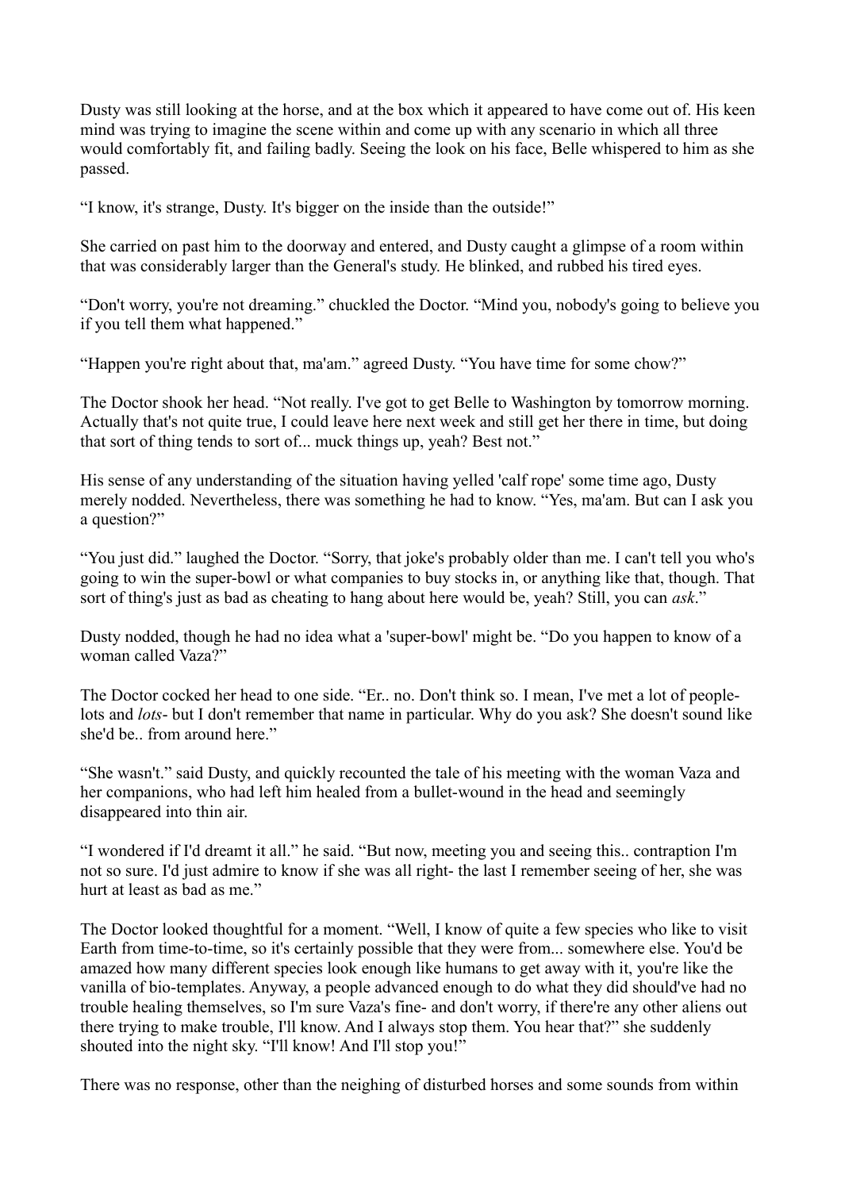Dusty was still looking at the horse, and at the box which it appeared to have come out of. His keen mind was trying to imagine the scene within and come up with any scenario in which all three would comfortably fit, and failing badly. Seeing the look on his face, Belle whispered to him as she passed.

"I know, it's strange, Dusty. It's bigger on the inside than the outside!"

She carried on past him to the doorway and entered, and Dusty caught a glimpse of a room within that was considerably larger than the General's study. He blinked, and rubbed his tired eyes.

"Don't worry, you're not dreaming." chuckled the Doctor. "Mind you, nobody's going to believe you if you tell them what happened."

"Happen you're right about that, ma'am." agreed Dusty. "You have time for some chow?"

The Doctor shook her head. "Not really. I've got to get Belle to Washington by tomorrow morning. Actually that's not quite true, I could leave here next week and still get her there in time, but doing that sort of thing tends to sort of... muck things up, yeah? Best not."

His sense of any understanding of the situation having yelled 'calf rope' some time ago, Dusty merely nodded. Nevertheless, there was something he had to know. "Yes, ma'am. But can I ask you a question?"

"You just did." laughed the Doctor. "Sorry, that joke's probably older than me. I can't tell you who's going to win the super-bowl or what companies to buy stocks in, or anything like that, though. That sort of thing's just as bad as cheating to hang about here would be, yeah? Still, you can *ask*."

Dusty nodded, though he had no idea what a 'super-bowl' might be. "Do you happen to know of a woman called Vaza?"

The Doctor cocked her head to one side. "Er.. no. Don't think so. I mean, I've met a lot of people- lots and *lots*- but I don't remember that name in particular. Why do you ask? She doesn't sound like she'd be.. from around here."

"She wasn't." said Dusty, and quickly recounted the tale of his meeting with the woman Vaza and her companions, who had left him healed from a bullet-wound in the head and seemingly disappeared into thin air.

"I wondered if I'd dreamt it all." he said. "But now, meeting you and seeing this.. contraption I'm not so sure. I'd just admire to know if she was all right- the last I remember seeing of her, she was hurt at least as bad as me."

The Doctor looked thoughtful for a moment. "Well, I know of quite a few species who like to visit Earth from time-to-time, so it's certainly possible that they were from... somewhere else. You'd be amazed how many different species look enough like humans to get away with it, you're like the vanilla of bio-templates. Anyway, a people advanced enough to do what they did should've had no trouble healing themselves, so I'm sure Vaza's fine- and don't worry, if there're any other aliens out there trying to make trouble, I'll know. And I always stop them. You hear that?" she suddenly shouted into the night sky. "I'll know! And I'll stop you!"

There was no response, other than the neighing of disturbed horses and some sounds from within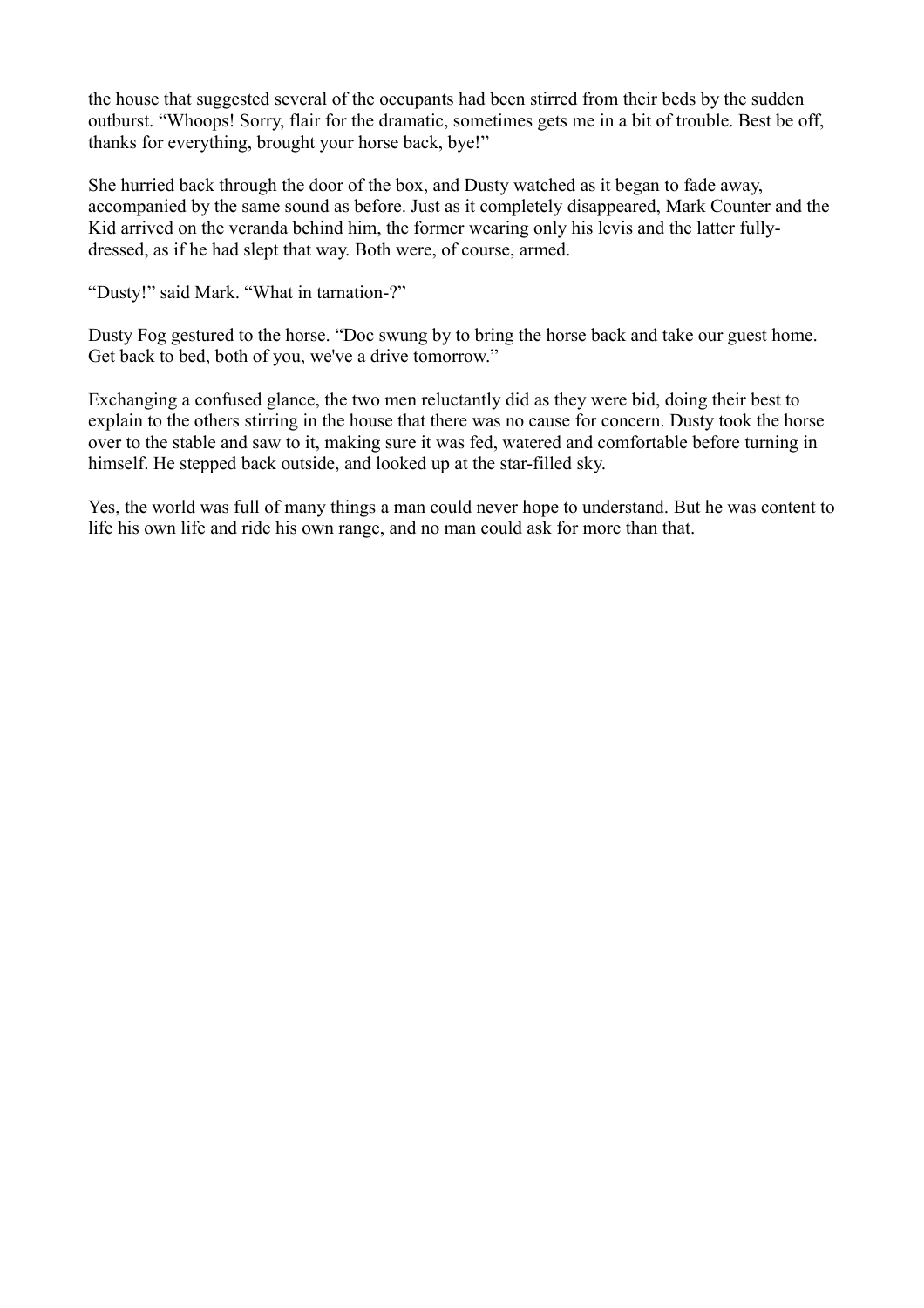the house that suggested several of the occupants had been stirred from their beds by the sudden outburst. “Whoops! Sorry, flair for the dramatic, sometimes gets me in a bit of trouble. Best be off, thanks for everything, brought your horse back, bye!”

She hurried back through the door of the box, and Dusty watched as it began to fade away, accompanied by the same sound as before. Just as it completely disappeared, Mark Counter and the Kid arrived on the veranda behind him, the former wearing only his levis and the latter fully-dressed, as if he had slept that way. Both were, of course, armed.

“Dusty!” said Mark. “What in tarnation-?”

Dusty Fog gestured to the horse. “Doc swung by to bring the horse back and take our guest home. Get back to bed, both of you, we've a drive tomorrow.”

Exchanging a confused glance, the two men reluctantly did as they were bid, doing their best to explain to the others stirring in the house that there was no cause for concern. Dusty took the horse over to the stable and saw to it, making sure it was fed, watered and comfortable before turning in himself. He stepped back outside, and looked up at the star-filled sky.

Yes, the world was full of many things a man could never hope to understand. But he was content to life his own life and ride his own range, and no man could ask for more than that.